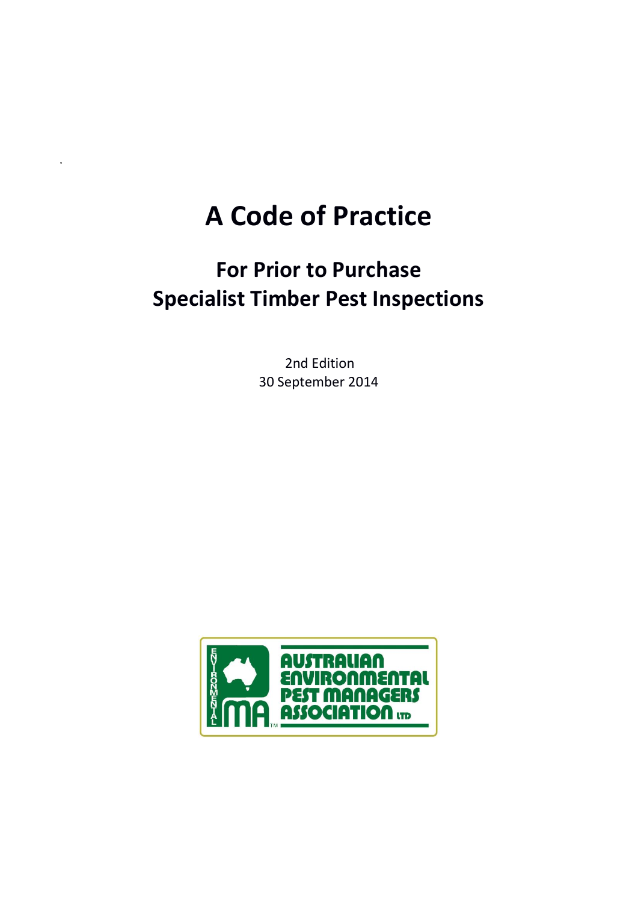# A Code of Practice

## For Prior to Purchase Specialist Timber Pest Inspections

2nd Edition
30 September 2014

AUSTRALIAN ENVIRONMENTAL PEST MANAGERS ASSOCIATION LTD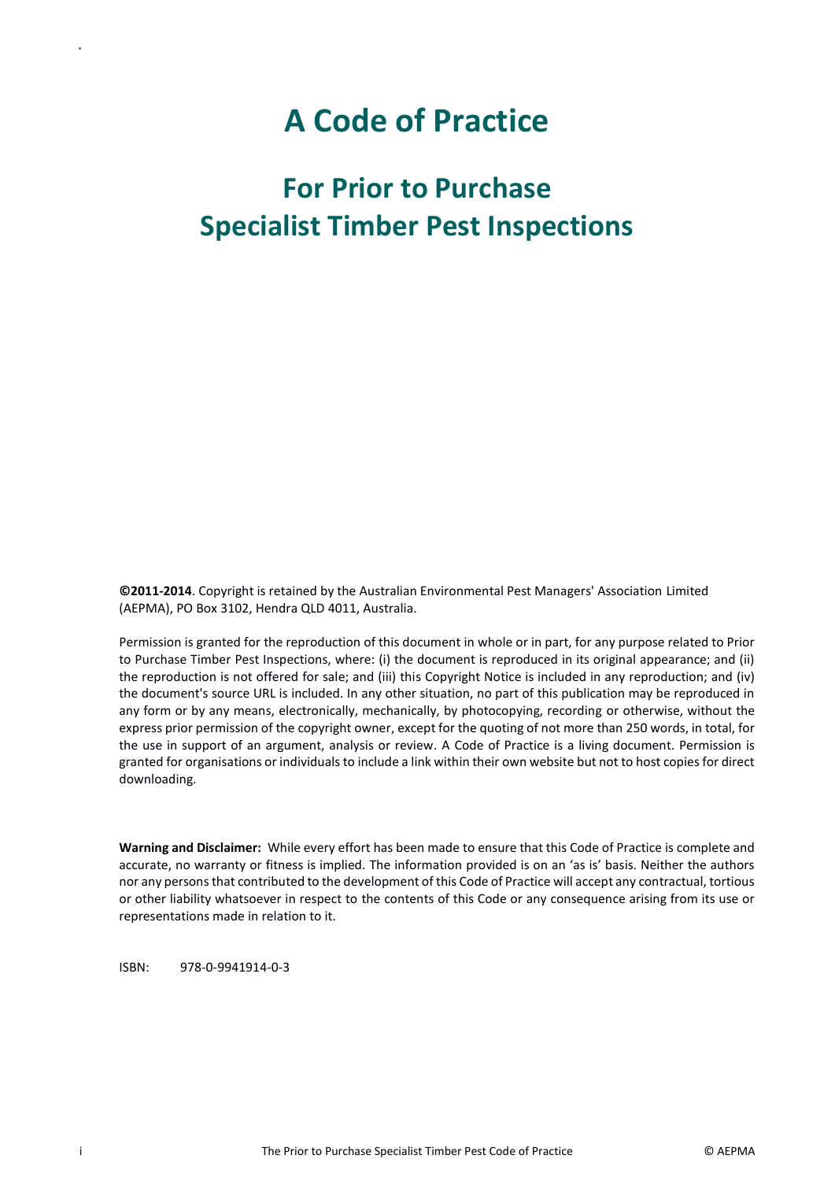# A Code of Practice

## For Prior to Purchase Specialist Timber Pest Inspections

**©2011-2014**. Copyright is retained by the Australian Environmental Pest Managers' Association Limited (AEPMA), PO Box 3102, Hendra QLD 4011, Australia.

Permission is granted for the reproduction of this document in whole or in part, for any purpose related to Prior to Purchase Timber Pest Inspections, where: (i) the document is reproduced in its original appearance; and (ii) the reproduction is not offered for sale; and (iii) this Copyright Notice is included in any reproduction; and (iv) the document's source URL is included. In any other situation, no part of this publication may be reproduced in any form or by any means, electronically, mechanically, by photocopying, recording or otherwise, without the express prior permission of the copyright owner, except for the quoting of not more than 250 words, in total, for the use in support of an argument, analysis or review. A Code of Practice is a living document. Permission is granted for organisations or individuals to include a link within their own website but not to host copies for direct downloading.

**Warning and Disclaimer:** While every effort has been made to ensure that this Code of Practice is complete and accurate, no warranty or fitness is implied. The information provided is on an 'as is' basis. Neither the authors nor any persons that contributed to the development of this Code of Practice will accept any contractual, tortious or other liability whatsoever in respect to the contents of this Code or any consequence arising from its use or representations made in relation to it.

ISBN: 978-0-9941914-0-3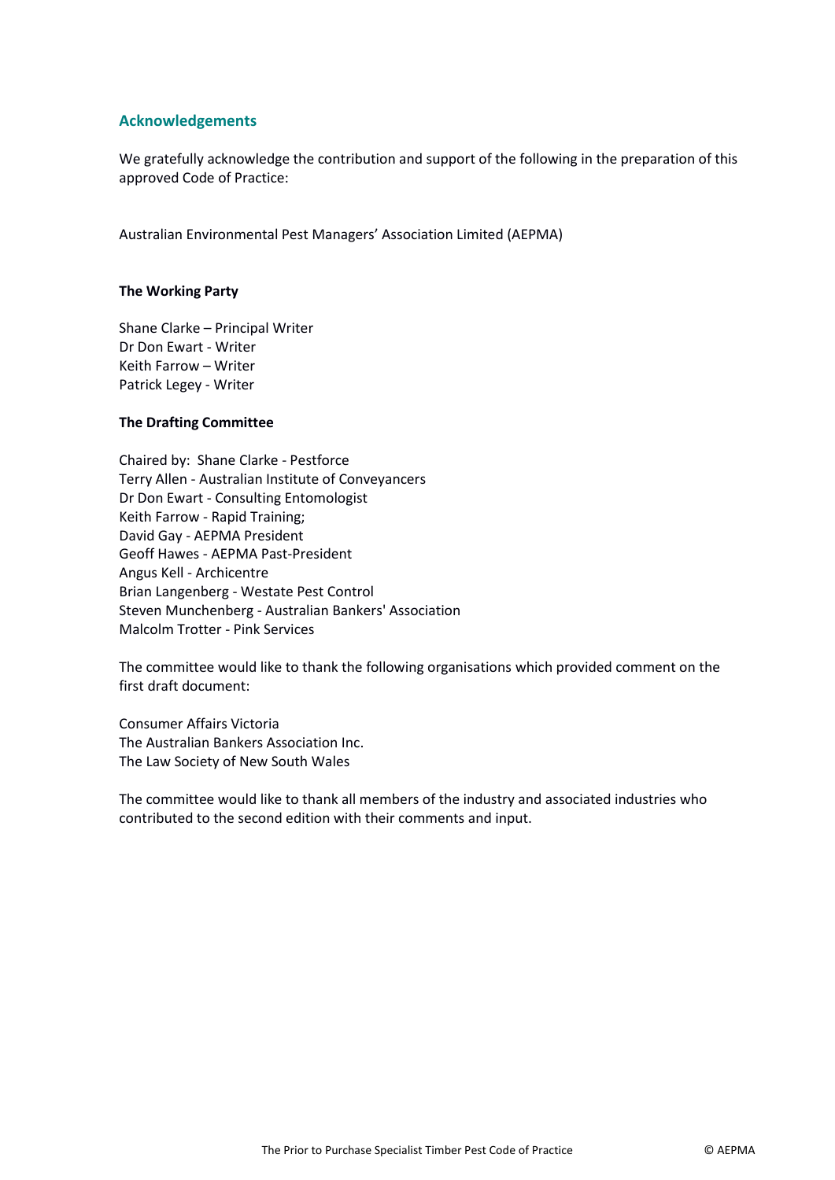## Acknowledgements

We gratefully acknowledge the contribution and support of the following in the preparation of this approved Code of Practice:

Australian Environmental Pest Managers' Association Limited (AEPMA)

**The Working Party**

Shane Clarke – Principal Writer
Dr Don Ewart - Writer
Keith Farrow – Writer
Patrick Legey - Writer

**The Drafting Committee**

Chaired by: Shane Clarke - Pestforce
Terry Allen - Australian Institute of Conveyancers
Dr Don Ewart - Consulting Entomologist
Keith Farrow - Rapid Training;
David Gay - AEPMA President
Geoff Hawes - AEPMA Past-President
Angus Kell - Archicentre
Brian Langenberg - Westate Pest Control
Steven Munchenberg - Australian Bankers' Association
Malcolm Trotter - Pink Services

The committee would like to thank the following organisations which provided comment on the first draft document:

Consumer Affairs Victoria
The Australian Bankers Association Inc.
The Law Society of New South Wales

The committee would like to thank all members of the industry and associated industries who contributed to the second edition with their comments and input.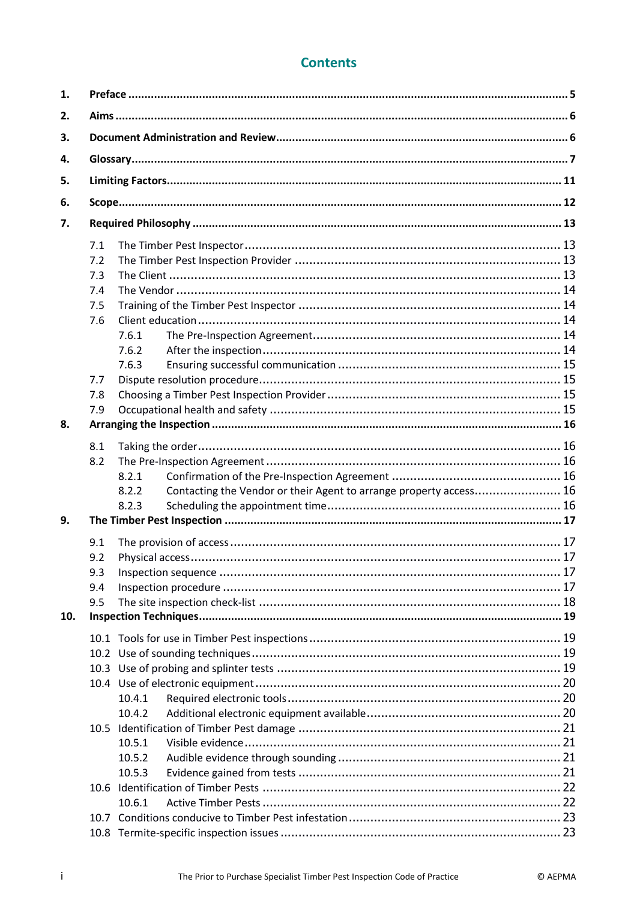# Contents

**1. Preface** ..... **5**

**2. Aims** ..... **6**

**3. Document Administration and Review** ..... **6**

**4. Glossary** ..... **7**

**5. Limiting Factors** ..... **11**

**6. Scope** ..... **12**

**7. Required Philosophy** ..... **13**

- 7.1 The Timber Pest Inspector ..... 13
- 7.2 The Timber Pest Inspection Provider ..... 13
- 7.3 The Client ..... 13
- 7.4 The Vendor ..... 14
- 7.5 Training of the Timber Pest Inspector ..... 14
- 7.6 Client education ..... 14
  - 7.6.1 The Pre-Inspection Agreement ..... 14
  - 7.6.2 After the inspection ..... 14
  - 7.6.3 Ensuring successful communication ..... 15
- 7.7 Dispute resolution procedure ..... 15
- 7.8 Choosing a Timber Pest Inspection Provider ..... 15
- 7.9 Occupational health and safety ..... 15

**8. Arranging the Inspection** ..... **16**

- 8.1 Taking the order ..... 16
- 8.2 The Pre-Inspection Agreement ..... 16
  - 8.2.1 Confirmation of the Pre-Inspection Agreement ..... 16
  - 8.2.2 Contacting the Vendor or their Agent to arrange property access ..... 16
  - 8.2.3 Scheduling the appointment time ..... 16

**9. The Timber Pest Inspection** ..... **17**

- 9.1 The provision of access ..... 17
- 9.2 Physical access ..... 17
- 9.3 Inspection sequence ..... 17
- 9.4 Inspection procedure ..... 17
- 9.5 The site inspection check-list ..... 18

**10. Inspection Techniques** ..... **19**

- 10.1 Tools for use in Timber Pest inspections ..... 19
- 10.2 Use of sounding techniques ..... 19
- 10.3 Use of probing and splinter tests ..... 19
- 10.4 Use of electronic equipment ..... 20
  - 10.4.1 Required electronic tools ..... 20
  - 10.4.2 Additional electronic equipment available ..... 20
- 10.5 Identification of Timber Pest damage ..... 21
  - 10.5.1 Visible evidence ..... 21
  - 10.5.2 Audible evidence through sounding ..... 21
  - 10.5.3 Evidence gained from tests ..... 21
- 10.6 Identification of Timber Pests ..... 22
  - 10.6.1 Active Timber Pests ..... 22
- 10.7 Conditions conducive to Timber Pest infestation ..... 23
- 10.8 Termite-specific inspection issues ..... 23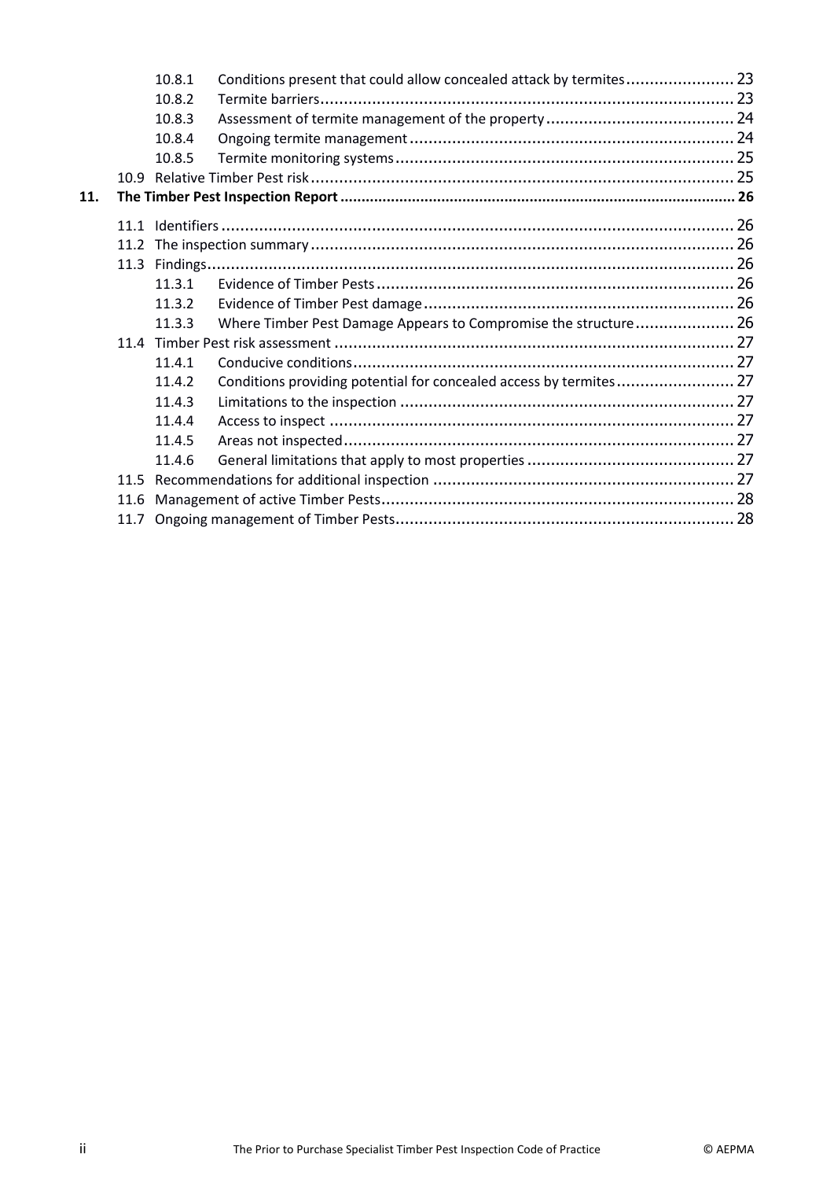- 10.8.1 Conditions present that could allow concealed attack by termites ... 23
- 10.8.2 Termite barriers ... 23
- 10.8.3 Assessment of termite management of the property ... 24
- 10.8.4 Ongoing termite management ... 24
- 10.8.5 Termite monitoring systems ... 25
- 10.9 Relative Timber Pest risk ... 25

**11. The Timber Pest Inspection Report ... 26**

- 11.1 Identifiers ... 26
- 11.2 The inspection summary ... 26
- 11.3 Findings ... 26
  - 11.3.1 Evidence of Timber Pests ... 26
  - 11.3.2 Evidence of Timber Pest damage ... 26
  - 11.3.3 Where Timber Pest Damage Appears to Compromise the structure ... 26
- 11.4 Timber Pest risk assessment ... 27
  - 11.4.1 Conducive conditions ... 27
  - 11.4.2 Conditions providing potential for concealed access by termites ... 27
  - 11.4.3 Limitations to the inspection ... 27
  - 11.4.4 Access to inspect ... 27
  - 11.4.5 Areas not inspected ... 27
  - 11.4.6 General limitations that apply to most properties ... 27
- 11.5 Recommendations for additional inspection ... 27
- 11.6 Management of active Timber Pests ... 28
- 11.7 Ongoing management of Timber Pests ... 28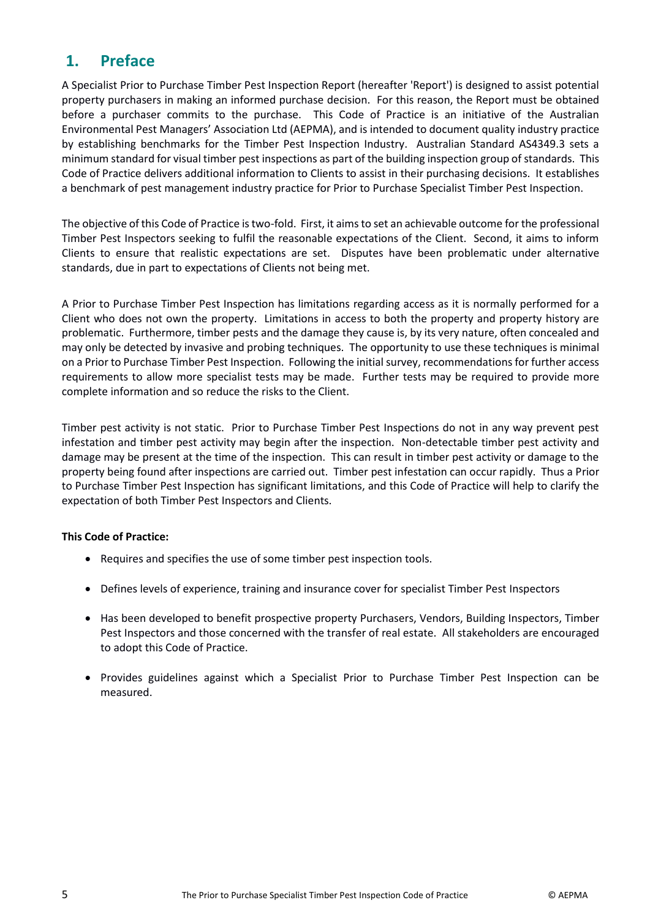# 1. Preface

A Specialist Prior to Purchase Timber Pest Inspection Report (hereafter 'Report') is designed to assist potential property purchasers in making an informed purchase decision. For this reason, the Report must be obtained before a purchaser commits to the purchase. This Code of Practice is an initiative of the Australian Environmental Pest Managers' Association Ltd (AEPMA), and is intended to document quality industry practice by establishing benchmarks for the Timber Pest Inspection Industry. Australian Standard AS4349.3 sets a minimum standard for visual timber pest inspections as part of the building inspection group of standards. This Code of Practice delivers additional information to Clients to assist in their purchasing decisions. It establishes a benchmark of pest management industry practice for Prior to Purchase Specialist Timber Pest Inspection.

The objective of this Code of Practice is two-fold. First, it aims to set an achievable outcome for the professional Timber Pest Inspectors seeking to fulfil the reasonable expectations of the Client. Second, it aims to inform Clients to ensure that realistic expectations are set. Disputes have been problematic under alternative standards, due in part to expectations of Clients not being met.

A Prior to Purchase Timber Pest Inspection has limitations regarding access as it is normally performed for a Client who does not own the property. Limitations in access to both the property and property history are problematic. Furthermore, timber pests and the damage they cause is, by its very nature, often concealed and may only be detected by invasive and probing techniques. The opportunity to use these techniques is minimal on a Prior to Purchase Timber Pest Inspection. Following the initial survey, recommendations for further access requirements to allow more specialist tests may be made. Further tests may be required to provide more complete information and so reduce the risks to the Client.

Timber pest activity is not static. Prior to Purchase Timber Pest Inspections do not in any way prevent pest infestation and timber pest activity may begin after the inspection. Non-detectable timber pest activity and damage may be present at the time of the inspection. This can result in timber pest activity or damage to the property being found after inspections are carried out. Timber pest infestation can occur rapidly. Thus a Prior to Purchase Timber Pest Inspection has significant limitations, and this Code of Practice will help to clarify the expectation of both Timber Pest Inspectors and Clients.

**This Code of Practice:**

- Requires and specifies the use of some timber pest inspection tools.
- Defines levels of experience, training and insurance cover for specialist Timber Pest Inspectors
- Has been developed to benefit prospective property Purchasers, Vendors, Building Inspectors, Timber Pest Inspectors and those concerned with the transfer of real estate. All stakeholders are encouraged to adopt this Code of Practice.
- Provides guidelines against which a Specialist Prior to Purchase Timber Pest Inspection can be measured.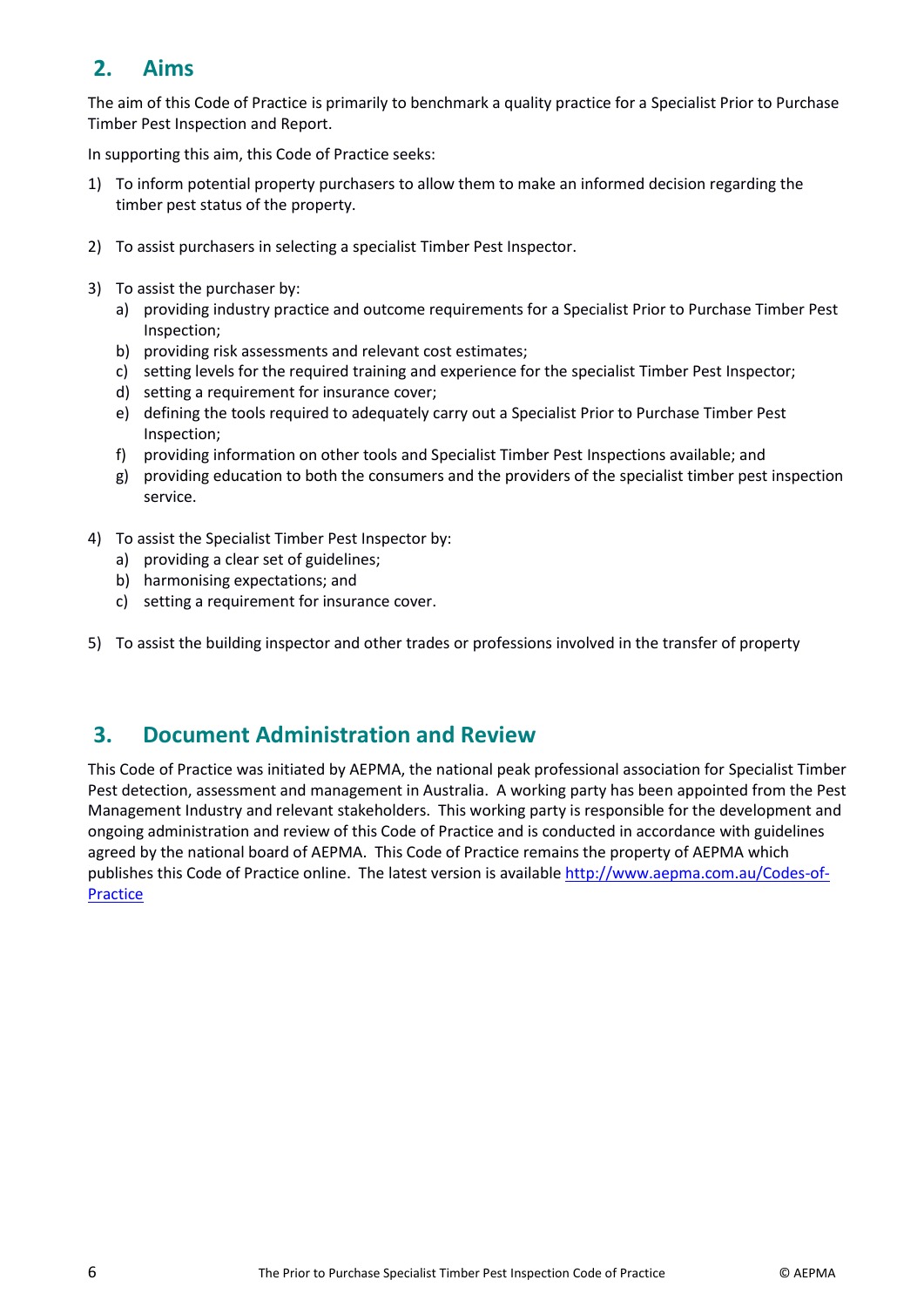## 2. Aims

The aim of this Code of Practice is primarily to benchmark a quality practice for a Specialist Prior to Purchase Timber Pest Inspection and Report.

In supporting this aim, this Code of Practice seeks:

1) To inform potential property purchasers to allow them to make an informed decision regarding the timber pest status of the property.

2) To assist purchasers in selecting a specialist Timber Pest Inspector.

3) To assist the purchaser by:
   a) providing industry practice and outcome requirements for a Specialist Prior to Purchase Timber Pest Inspection;
   b) providing risk assessments and relevant cost estimates;
   c) setting levels for the required training and experience for the specialist Timber Pest Inspector;
   d) setting a requirement for insurance cover;
   e) defining the tools required to adequately carry out a Specialist Prior to Purchase Timber Pest Inspection;
   f) providing information on other tools and Specialist Timber Pest Inspections available; and
   g) providing education to both the consumers and the providers of the specialist timber pest inspection service.

4) To assist the Specialist Timber Pest Inspector by:
   a) providing a clear set of guidelines;
   b) harmonising expectations; and
   c) setting a requirement for insurance cover.

5) To assist the building inspector and other trades or professions involved in the transfer of property

## 3. Document Administration and Review

This Code of Practice was initiated by AEPMA, the national peak professional association for Specialist Timber Pest detection, assessment and management in Australia. A working party has been appointed from the Pest Management Industry and relevant stakeholders. This working party is responsible for the development and ongoing administration and review of this Code of Practice and is conducted in accordance with guidelines agreed by the national board of AEPMA. This Code of Practice remains the property of AEPMA which publishes this Code of Practice online. The latest version is available [http://www.aepma.com.au/Codes-of-Practice](http://www.aepma.com.au/Codes-of-Practice)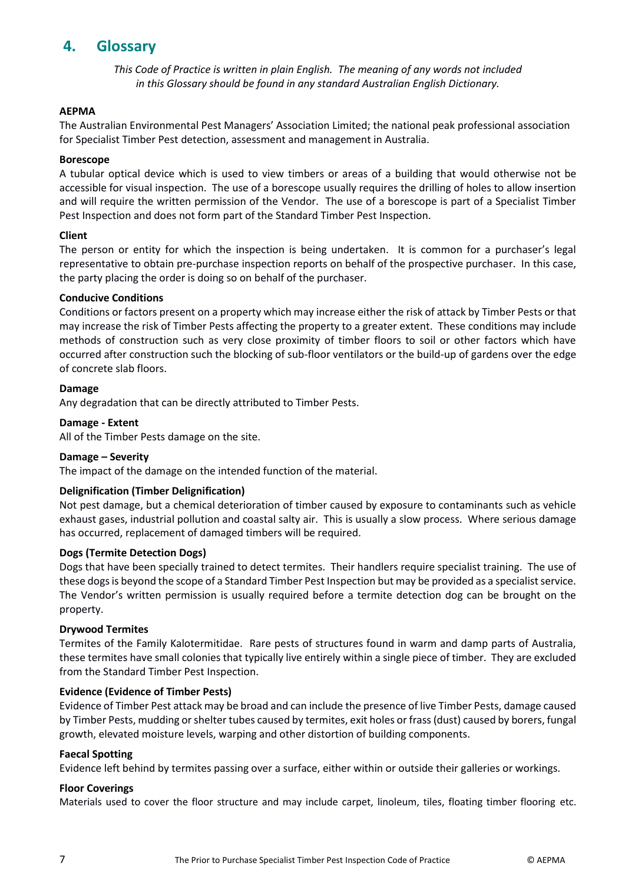## 4. Glossary

*This Code of Practice is written in plain English. The meaning of any words not included in this Glossary should be found in any standard Australian English Dictionary.*

**AEPMA**
The Australian Environmental Pest Managers' Association Limited; the national peak professional association for Specialist Timber Pest detection, assessment and management in Australia.

**Borescope**
A tubular optical device which is used to view timbers or areas of a building that would otherwise not be accessible for visual inspection. The use of a borescope usually requires the drilling of holes to allow insertion and will require the written permission of the Vendor. The use of a borescope is part of a Specialist Timber Pest Inspection and does not form part of the Standard Timber Pest Inspection.

**Client**
The person or entity for which the inspection is being undertaken. It is common for a purchaser's legal representative to obtain pre-purchase inspection reports on behalf of the prospective purchaser. In this case, the party placing the order is doing so on behalf of the purchaser.

**Conducive Conditions**
Conditions or factors present on a property which may increase either the risk of attack by Timber Pests or that may increase the risk of Timber Pests affecting the property to a greater extent. These conditions may include methods of construction such as very close proximity of timber floors to soil or other factors which have occurred after construction such the blocking of sub-floor ventilators or the build-up of gardens over the edge of concrete slab floors.

**Damage**
Any degradation that can be directly attributed to Timber Pests.

**Damage - Extent**
All of the Timber Pests damage on the site.

**Damage – Severity**
The impact of the damage on the intended function of the material.

**Delignification (Timber Delignification)**
Not pest damage, but a chemical deterioration of timber caused by exposure to contaminants such as vehicle exhaust gases, industrial pollution and coastal salty air. This is usually a slow process. Where serious damage has occurred, replacement of damaged timbers will be required.

**Dogs (Termite Detection Dogs)**
Dogs that have been specially trained to detect termites. Their handlers require specialist training. The use of these dogs is beyond the scope of a Standard Timber Pest Inspection but may be provided as a specialist service. The Vendor's written permission is usually required before a termite detection dog can be brought on the property.

**Drywood Termites**
Termites of the Family Kalotermitidae. Rare pests of structures found in warm and damp parts of Australia, these termites have small colonies that typically live entirely within a single piece of timber. They are excluded from the Standard Timber Pest Inspection.

**Evidence (Evidence of Timber Pests)**
Evidence of Timber Pest attack may be broad and can include the presence of live Timber Pests, damage caused by Timber Pests, mudding or shelter tubes caused by termites, exit holes or frass (dust) caused by borers, fungal growth, elevated moisture levels, warping and other distortion of building components.

**Faecal Spotting**
Evidence left behind by termites passing over a surface, either within or outside their galleries or workings.

**Floor Coverings**
Materials used to cover the floor structure and may include carpet, linoleum, tiles, floating timber flooring etc.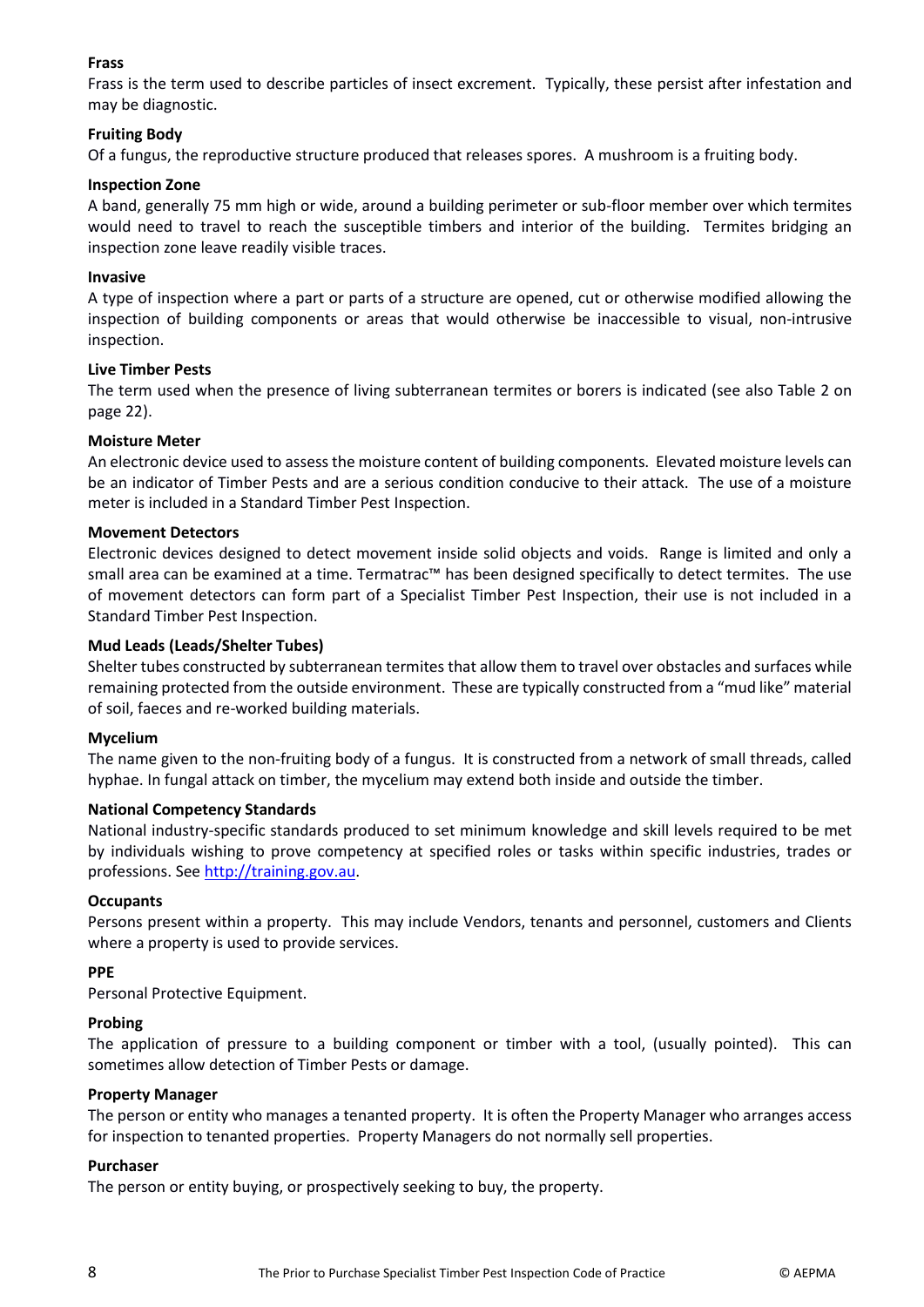**Frass**
Frass is the term used to describe particles of insect excrement. Typically, these persist after infestation and may be diagnostic.

**Fruiting Body**
Of a fungus, the reproductive structure produced that releases spores. A mushroom is a fruiting body.

**Inspection Zone**
A band, generally 75 mm high or wide, around a building perimeter or sub-floor member over which termites would need to travel to reach the susceptible timbers and interior of the building. Termites bridging an inspection zone leave readily visible traces.

**Invasive**
A type of inspection where a part or parts of a structure are opened, cut or otherwise modified allowing the inspection of building components or areas that would otherwise be inaccessible to visual, non-intrusive inspection.

**Live Timber Pests**
The term used when the presence of living subterranean termites or borers is indicated (see also Table 2 on page 22).

**Moisture Meter**
An electronic device used to assess the moisture content of building components. Elevated moisture levels can be an indicator of Timber Pests and are a serious condition conducive to their attack. The use of a moisture meter is included in a Standard Timber Pest Inspection.

**Movement Detectors**
Electronic devices designed to detect movement inside solid objects and voids. Range is limited and only a small area can be examined at a time. Termatrac™ has been designed specifically to detect termites. The use of movement detectors can form part of a Specialist Timber Pest Inspection, their use is not included in a Standard Timber Pest Inspection.

**Mud Leads (Leads/Shelter Tubes)**
Shelter tubes constructed by subterranean termites that allow them to travel over obstacles and surfaces while remaining protected from the outside environment. These are typically constructed from a "mud like" material of soil, faeces and re-worked building materials.

**Mycelium**
The name given to the non-fruiting body of a fungus. It is constructed from a network of small threads, called hyphae. In fungal attack on timber, the mycelium may extend both inside and outside the timber.

**National Competency Standards**
National industry-specific standards produced to set minimum knowledge and skill levels required to be met by individuals wishing to prove competency at specified roles or tasks within specific industries, trades or professions. See http://training.gov.au.

**Occupants**
Persons present within a property. This may include Vendors, tenants and personnel, customers and Clients where a property is used to provide services.

**PPE**
Personal Protective Equipment.

**Probing**
The application of pressure to a building component or timber with a tool, (usually pointed). This can sometimes allow detection of Timber Pests or damage.

**Property Manager**
The person or entity who manages a tenanted property. It is often the Property Manager who arranges access for inspection to tenanted properties. Property Managers do not normally sell properties.

**Purchaser**
The person or entity buying, or prospectively seeking to buy, the property.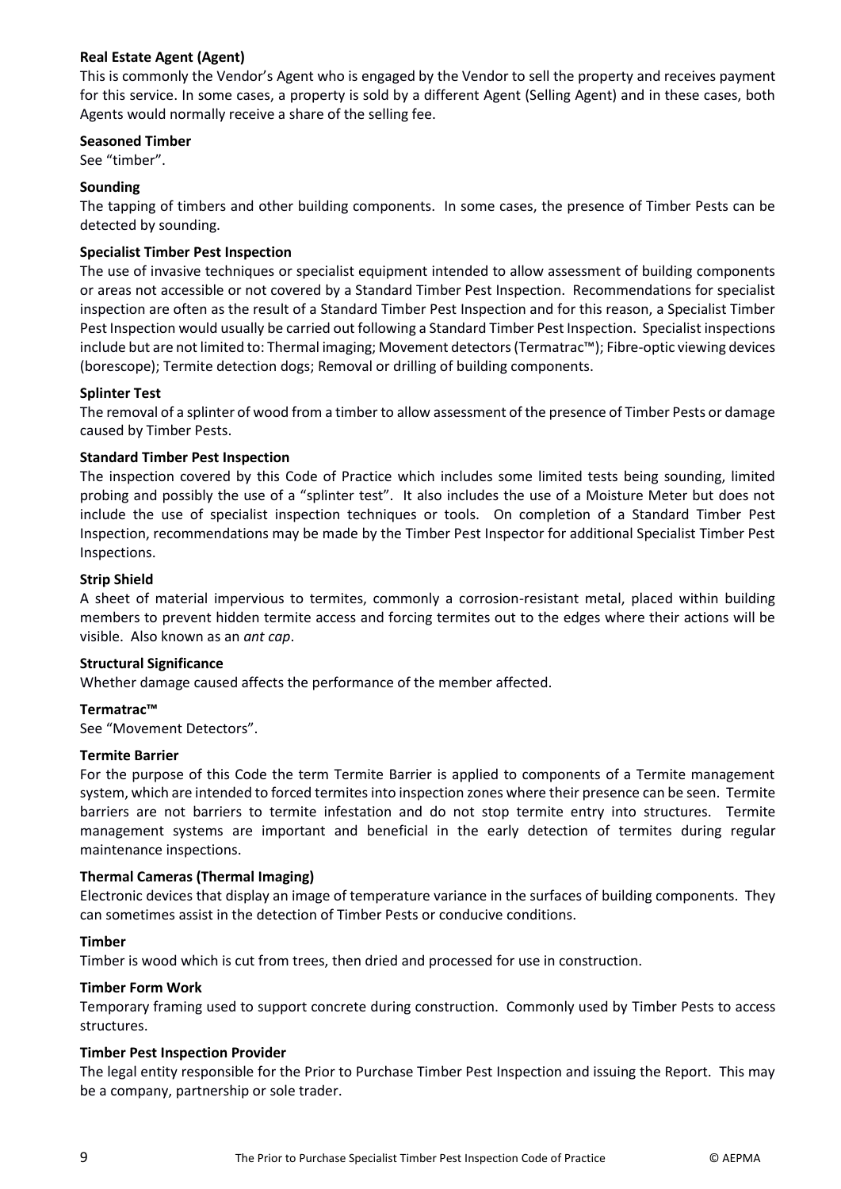**Real Estate Agent (Agent)**

This is commonly the Vendor's Agent who is engaged by the Vendor to sell the property and receives payment for this service. In some cases, a property is sold by a different Agent (Selling Agent) and in these cases, both Agents would normally receive a share of the selling fee.

**Seasoned Timber**

See "timber".

**Sounding**

The tapping of timbers and other building components. In some cases, the presence of Timber Pests can be detected by sounding.

**Specialist Timber Pest Inspection**

The use of invasive techniques or specialist equipment intended to allow assessment of building components or areas not accessible or not covered by a Standard Timber Pest Inspection. Recommendations for specialist inspection are often as the result of a Standard Timber Pest Inspection and for this reason, a Specialist Timber Pest Inspection would usually be carried out following a Standard Timber Pest Inspection. Specialist inspections include but are not limited to: Thermal imaging; Movement detectors (Termatrac™); Fibre-optic viewing devices (borescope); Termite detection dogs; Removal or drilling of building components.

**Splinter Test**

The removal of a splinter of wood from a timber to allow assessment of the presence of Timber Pests or damage caused by Timber Pests.

**Standard Timber Pest Inspection**

The inspection covered by this Code of Practice which includes some limited tests being sounding, limited probing and possibly the use of a "splinter test". It also includes the use of a Moisture Meter but does not include the use of specialist inspection techniques or tools. On completion of a Standard Timber Pest Inspection, recommendations may be made by the Timber Pest Inspector for additional Specialist Timber Pest Inspections.

**Strip Shield**

A sheet of material impervious to termites, commonly a corrosion-resistant metal, placed within building members to prevent hidden termite access and forcing termites out to the edges where their actions will be visible. Also known as an *ant cap*.

**Structural Significance**

Whether damage caused affects the performance of the member affected.

**Termatrac™**

See "Movement Detectors".

**Termite Barrier**

For the purpose of this Code the term Termite Barrier is applied to components of a Termite management system, which are intended to forced termites into inspection zones where their presence can be seen. Termite barriers are not barriers to termite infestation and do not stop termite entry into structures. Termite management systems are important and beneficial in the early detection of termites during regular maintenance inspections.

**Thermal Cameras (Thermal Imaging)**

Electronic devices that display an image of temperature variance in the surfaces of building components. They can sometimes assist in the detection of Timber Pests or conducive conditions.

**Timber**

Timber is wood which is cut from trees, then dried and processed for use in construction.

**Timber Form Work**

Temporary framing used to support concrete during construction. Commonly used by Timber Pests to access structures.

**Timber Pest Inspection Provider**

The legal entity responsible for the Prior to Purchase Timber Pest Inspection and issuing the Report. This may be a company, partnership or sole trader.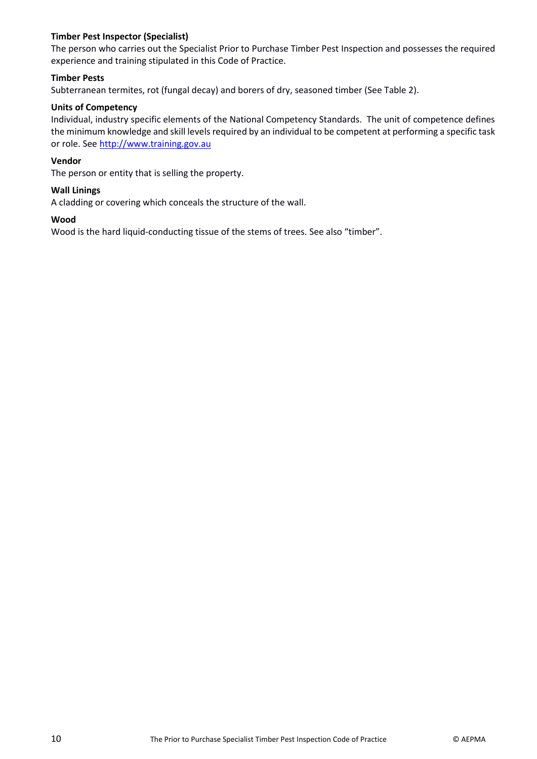**Timber Pest Inspector (Specialist)**
The person who carries out the Specialist Prior to Purchase Timber Pest Inspection and possesses the required experience and training stipulated in this Code of Practice.

**Timber Pests**
Subterranean termites, rot (fungal decay) and borers of dry, seasoned timber (See Table 2).

**Units of Competency**
Individual, industry specific elements of the National Competency Standards. The unit of competence defines the minimum knowledge and skill levels required by an individual to be competent at performing a specific task or role. See [http://www.training.gov.au](http://www.training.gov.au)

**Vendor**
The person or entity that is selling the property.

**Wall Linings**
A cladding or covering which conceals the structure of the wall.

**Wood**
Wood is the hard liquid-conducting tissue of the stems of trees. See also "timber".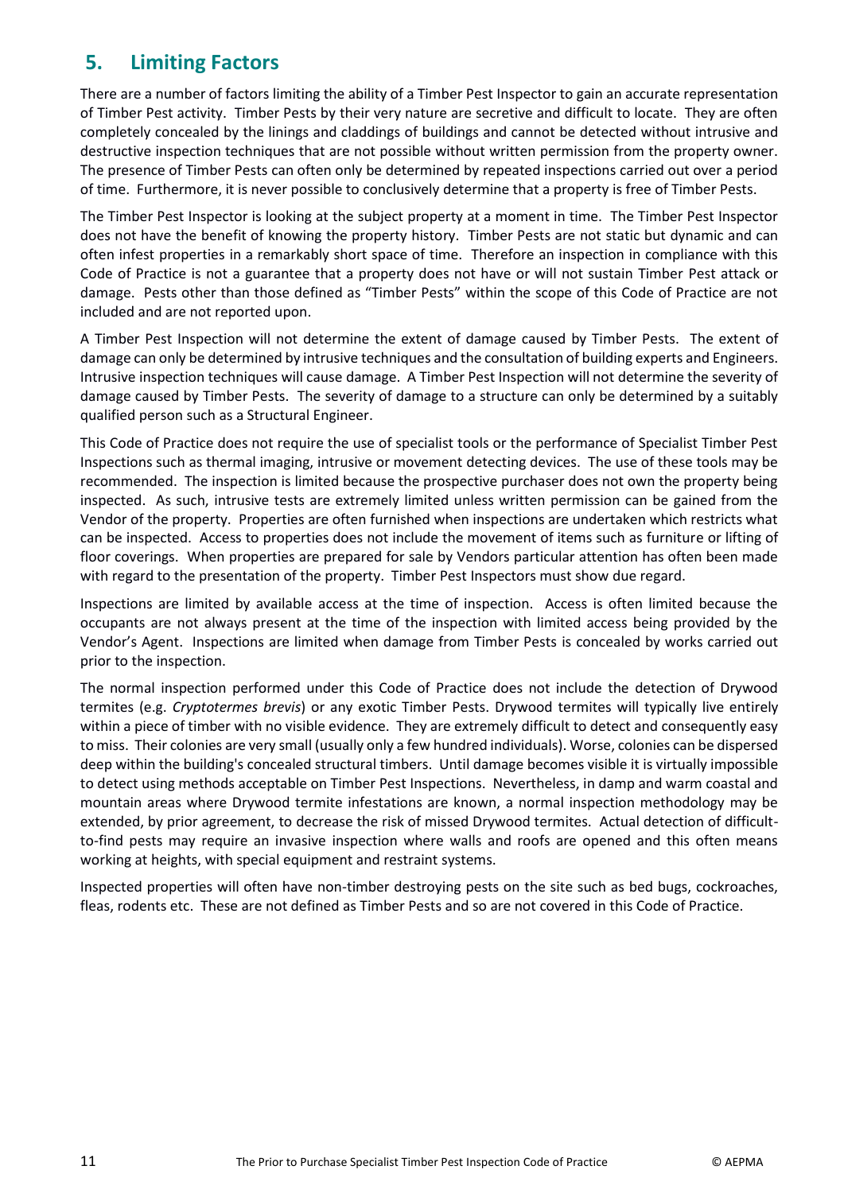## 5. Limiting Factors

There are a number of factors limiting the ability of a Timber Pest Inspector to gain an accurate representation of Timber Pest activity. Timber Pests by their very nature are secretive and difficult to locate. They are often completely concealed by the linings and claddings of buildings and cannot be detected without intrusive and destructive inspection techniques that are not possible without written permission from the property owner. The presence of Timber Pests can often only be determined by repeated inspections carried out over a period of time. Furthermore, it is never possible to conclusively determine that a property is free of Timber Pests.

The Timber Pest Inspector is looking at the subject property at a moment in time. The Timber Pest Inspector does not have the benefit of knowing the property history. Timber Pests are not static but dynamic and can often infest properties in a remarkably short space of time. Therefore an inspection in compliance with this Code of Practice is not a guarantee that a property does not have or will not sustain Timber Pest attack or damage. Pests other than those defined as "Timber Pests" within the scope of this Code of Practice are not included and are not reported upon.

A Timber Pest Inspection will not determine the extent of damage caused by Timber Pests. The extent of damage can only be determined by intrusive techniques and the consultation of building experts and Engineers. Intrusive inspection techniques will cause damage. A Timber Pest Inspection will not determine the severity of damage caused by Timber Pests. The severity of damage to a structure can only be determined by a suitably qualified person such as a Structural Engineer.

This Code of Practice does not require the use of specialist tools or the performance of Specialist Timber Pest Inspections such as thermal imaging, intrusive or movement detecting devices. The use of these tools may be recommended. The inspection is limited because the prospective purchaser does not own the property being inspected. As such, intrusive tests are extremely limited unless written permission can be gained from the Vendor of the property. Properties are often furnished when inspections are undertaken which restricts what can be inspected. Access to properties does not include the movement of items such as furniture or lifting of floor coverings. When properties are prepared for sale by Vendors particular attention has often been made with regard to the presentation of the property. Timber Pest Inspectors must show due regard.

Inspections are limited by available access at the time of inspection. Access is often limited because the occupants are not always present at the time of the inspection with limited access being provided by the Vendor's Agent. Inspections are limited when damage from Timber Pests is concealed by works carried out prior to the inspection.

The normal inspection performed under this Code of Practice does not include the detection of Drywood termites (e.g. *Cryptotermes brevis*) or any exotic Timber Pests. Drywood termites will typically live entirely within a piece of timber with no visible evidence. They are extremely difficult to detect and consequently easy to miss. Their colonies are very small (usually only a few hundred individuals). Worse, colonies can be dispersed deep within the building's concealed structural timbers. Until damage becomes visible it is virtually impossible to detect using methods acceptable on Timber Pest Inspections. Nevertheless, in damp and warm coastal and mountain areas where Drywood termite infestations are known, a normal inspection methodology may be extended, by prior agreement, to decrease the risk of missed Drywood termites. Actual detection of difficult-to-find pests may require an invasive inspection where walls and roofs are opened and this often means working at heights, with special equipment and restraint systems.

Inspected properties will often have non-timber destroying pests on the site such as bed bugs, cockroaches, fleas, rodents etc. These are not defined as Timber Pests and so are not covered in this Code of Practice.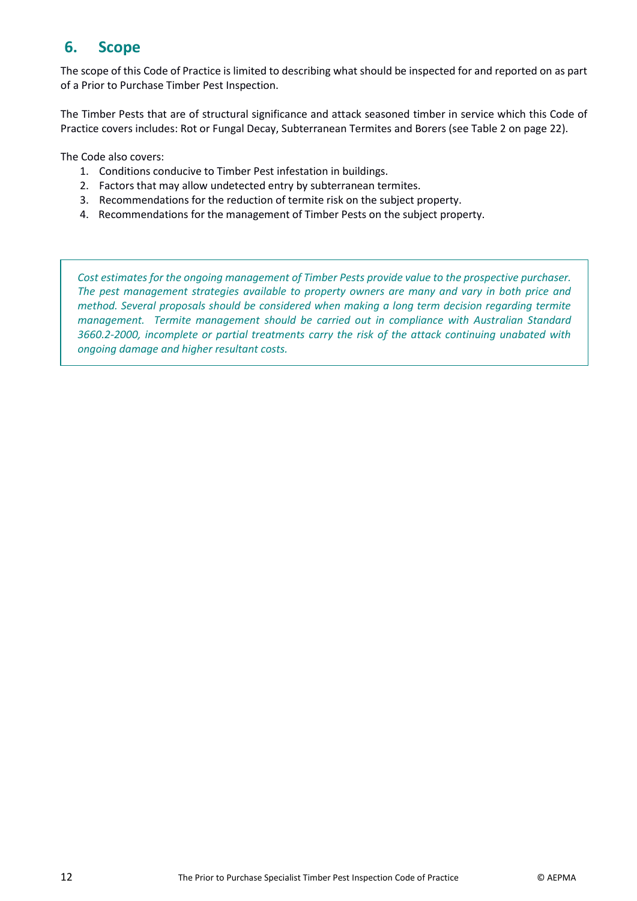## 6. Scope

The scope of this Code of Practice is limited to describing what should be inspected for and reported on as part of a Prior to Purchase Timber Pest Inspection.

The Timber Pests that are of structural significance and attack seasoned timber in service which this Code of Practice covers includes: Rot or Fungal Decay, Subterranean Termites and Borers (see Table 2 on page 22).

The Code also covers:

1. Conditions conducive to Timber Pest infestation in buildings.
2. Factors that may allow undetected entry by subterranean termites.
3. Recommendations for the reduction of termite risk on the subject property.
4. Recommendations for the management of Timber Pests on the subject property.

> *Cost estimates for the ongoing management of Timber Pests provide value to the prospective purchaser. The pest management strategies available to property owners are many and vary in both price and method. Several proposals should be considered when making a long term decision regarding termite management. Termite management should be carried out in compliance with Australian Standard 3660.2-2000, incomplete or partial treatments carry the risk of the attack continuing unabated with ongoing damage and higher resultant costs.*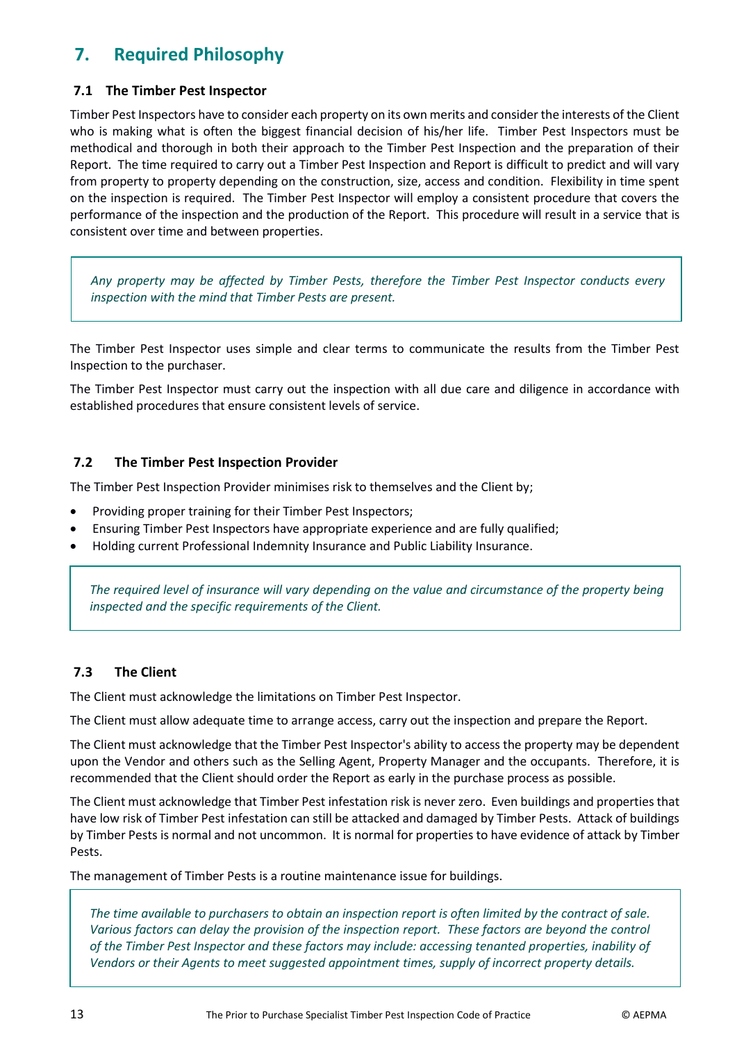## 7. Required Philosophy

### 7.1 The Timber Pest Inspector

Timber Pest Inspectors have to consider each property on its own merits and consider the interests of the Client who is making what is often the biggest financial decision of his/her life. Timber Pest Inspectors must be methodical and thorough in both their approach to the Timber Pest Inspection and the preparation of their Report. The time required to carry out a Timber Pest Inspection and Report is difficult to predict and will vary from property to property depending on the construction, size, access and condition. Flexibility in time spent on the inspection is required. The Timber Pest Inspector will employ a consistent procedure that covers the performance of the inspection and the production of the Report. This procedure will result in a service that is consistent over time and between properties.

> *Any property may be affected by Timber Pests, therefore the Timber Pest Inspector conducts every inspection with the mind that Timber Pests are present.*

The Timber Pest Inspector uses simple and clear terms to communicate the results from the Timber Pest Inspection to the purchaser.

The Timber Pest Inspector must carry out the inspection with all due care and diligence in accordance with established procedures that ensure consistent levels of service.

### 7.2 The Timber Pest Inspection Provider

The Timber Pest Inspection Provider minimises risk to themselves and the Client by;

- Providing proper training for their Timber Pest Inspectors;
- Ensuring Timber Pest Inspectors have appropriate experience and are fully qualified;
- Holding current Professional Indemnity Insurance and Public Liability Insurance.

> *The required level of insurance will vary depending on the value and circumstance of the property being inspected and the specific requirements of the Client.*

### 7.3 The Client

The Client must acknowledge the limitations on Timber Pest Inspector.

The Client must allow adequate time to arrange access, carry out the inspection and prepare the Report.

The Client must acknowledge that the Timber Pest Inspector's ability to access the property may be dependent upon the Vendor and others such as the Selling Agent, Property Manager and the occupants. Therefore, it is recommended that the Client should order the Report as early in the purchase process as possible.

The Client must acknowledge that Timber Pest infestation risk is never zero. Even buildings and properties that have low risk of Timber Pest infestation can still be attacked and damaged by Timber Pests. Attack of buildings by Timber Pests is normal and not uncommon. It is normal for properties to have evidence of attack by Timber Pests.

The management of Timber Pests is a routine maintenance issue for buildings.

> *The time available to purchasers to obtain an inspection report is often limited by the contract of sale. Various factors can delay the provision of the inspection report. These factors are beyond the control of the Timber Pest Inspector and these factors may include: accessing tenanted properties, inability of Vendors or their Agents to meet suggested appointment times, supply of incorrect property details.*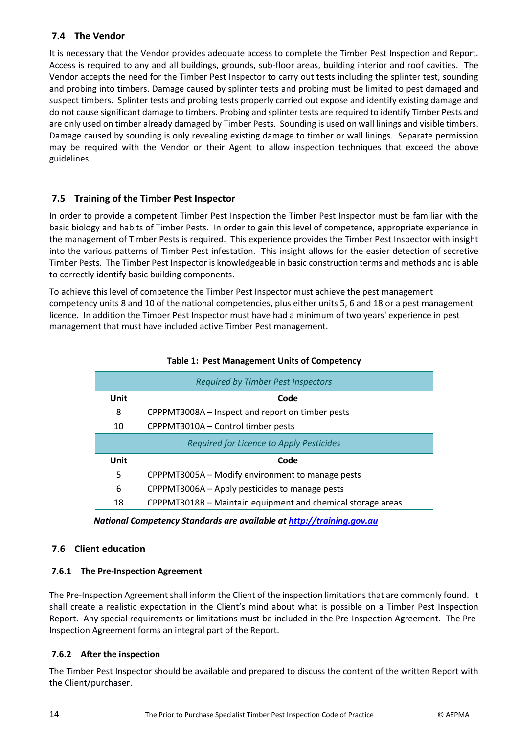## 7.4 The Vendor

It is necessary that the Vendor provides adequate access to complete the Timber Pest Inspection and Report. Access is required to any and all buildings, grounds, sub-floor areas, building interior and roof cavities. The Vendor accepts the need for the Timber Pest Inspector to carry out tests including the splinter test, sounding and probing into timbers. Damage caused by splinter tests and probing must be limited to pest damaged and suspect timbers. Splinter tests and probing tests properly carried out expose and identify existing damage and do not cause significant damage to timbers. Probing and splinter tests are required to identify Timber Pests and are only used on timber already damaged by Timber Pests. Sounding is used on wall linings and visible timbers. Damage caused by sounding is only revealing existing damage to timber or wall linings. Separate permission may be required with the Vendor or their Agent to allow inspection techniques that exceed the above guidelines.

## 7.5 Training of the Timber Pest Inspector

In order to provide a competent Timber Pest Inspection the Timber Pest Inspector must be familiar with the basic biology and habits of Timber Pests. In order to gain this level of competence, appropriate experience in the management of Timber Pests is required. This experience provides the Timber Pest Inspector with insight into the various patterns of Timber Pest infestation. This insight allows for the easier detection of secretive Timber Pests. The Timber Pest Inspector is knowledgeable in basic construction terms and methods and is able to correctly identify basic building components.

To achieve this level of competence the Timber Pest Inspector must achieve the pest management competency units 8 and 10 of the national competencies, plus either units 5, 6 and 18 or a pest management licence. In addition the Timber Pest Inspector must have had a minimum of two years' experience in pest management that must have included active Timber Pest management.

**Table 1: Pest Management Units of Competency**

| *Required by Timber Pest Inspectors* | |
|---|---|
| **Unit** | **Code** |
| 8 | CPPPMT3008A – Inspect and report on timber pests |
| 10 | CPPPMT3010A – Control timber pests |
| *Required for Licence to Apply Pesticides* | |
| **Unit** | **Code** |
| 5 | CPPPMT3005A – Modify environment to manage pests |
| 6 | CPPPMT3006A – Apply pesticides to manage pests |
| 18 | CPPPMT3018B – Maintain equipment and chemical storage areas |

***National Competency Standards are available at http://training.gov.au***

## 7.6 Client education

### 7.6.1 The Pre-Inspection Agreement

The Pre-Inspection Agreement shall inform the Client of the inspection limitations that are commonly found. It shall create a realistic expectation in the Client's mind about what is possible on a Timber Pest Inspection Report. Any special requirements or limitations must be included in the Pre-Inspection Agreement. The Pre-Inspection Agreement forms an integral part of the Report.

### 7.6.2 After the inspection

The Timber Pest Inspector should be available and prepared to discuss the content of the written Report with the Client/purchaser.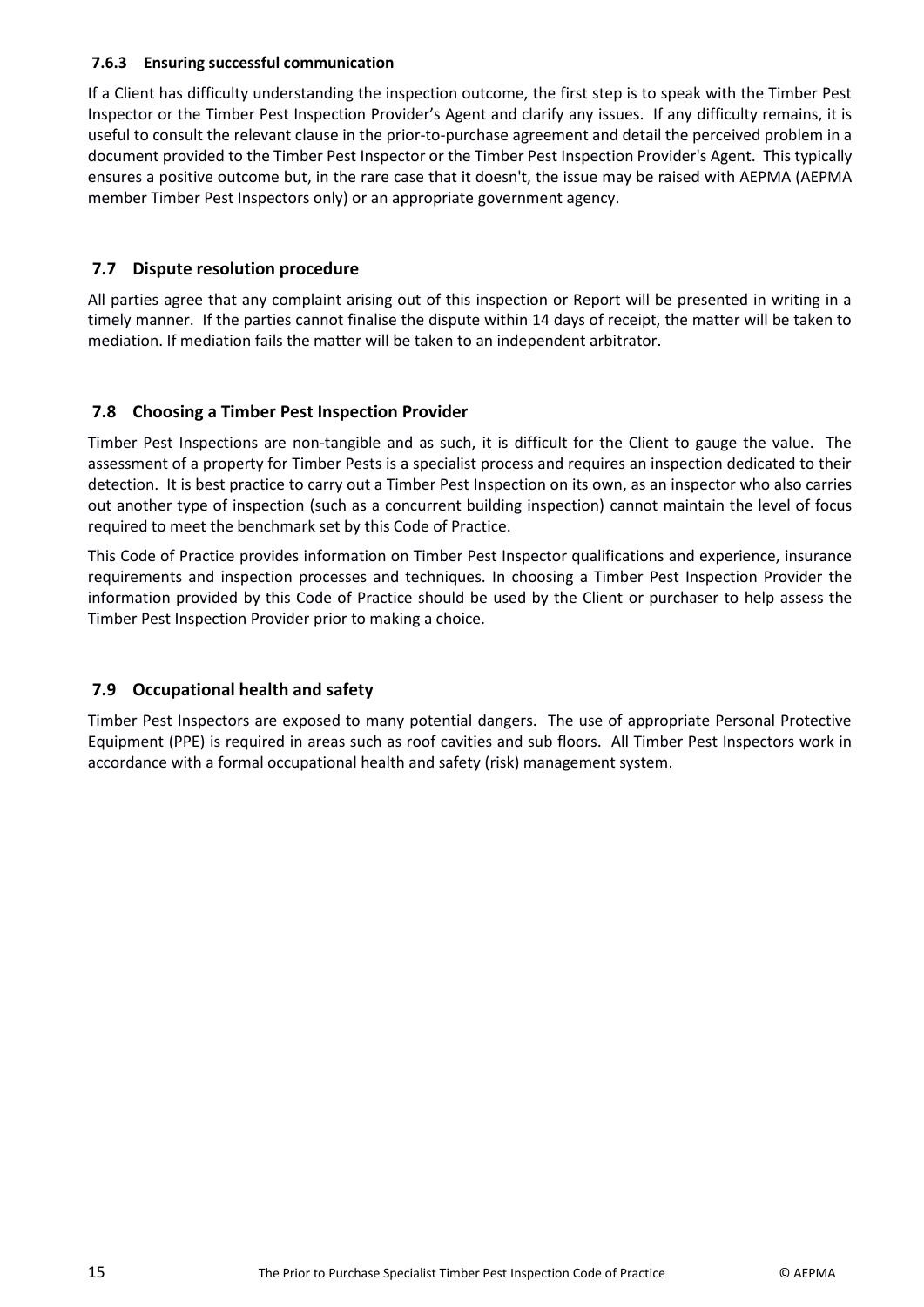### 7.6.3 Ensuring successful communication

If a Client has difficulty understanding the inspection outcome, the first step is to speak with the Timber Pest Inspector or the Timber Pest Inspection Provider's Agent and clarify any issues. If any difficulty remains, it is useful to consult the relevant clause in the prior-to-purchase agreement and detail the perceived problem in a document provided to the Timber Pest Inspector or the Timber Pest Inspection Provider's Agent. This typically ensures a positive outcome but, in the rare case that it doesn't, the issue may be raised with AEPMA (AEPMA member Timber Pest Inspectors only) or an appropriate government agency.

## 7.7 Dispute resolution procedure

All parties agree that any complaint arising out of this inspection or Report will be presented in writing in a timely manner. If the parties cannot finalise the dispute within 14 days of receipt, the matter will be taken to mediation. If mediation fails the matter will be taken to an independent arbitrator.

## 7.8 Choosing a Timber Pest Inspection Provider

Timber Pest Inspections are non-tangible and as such, it is difficult for the Client to gauge the value. The assessment of a property for Timber Pests is a specialist process and requires an inspection dedicated to their detection. It is best practice to carry out a Timber Pest Inspection on its own, as an inspector who also carries out another type of inspection (such as a concurrent building inspection) cannot maintain the level of focus required to meet the benchmark set by this Code of Practice.

This Code of Practice provides information on Timber Pest Inspector qualifications and experience, insurance requirements and inspection processes and techniques. In choosing a Timber Pest Inspection Provider the information provided by this Code of Practice should be used by the Client or purchaser to help assess the Timber Pest Inspection Provider prior to making a choice.

## 7.9 Occupational health and safety

Timber Pest Inspectors are exposed to many potential dangers. The use of appropriate Personal Protective Equipment (PPE) is required in areas such as roof cavities and sub floors. All Timber Pest Inspectors work in accordance with a formal occupational health and safety (risk) management system.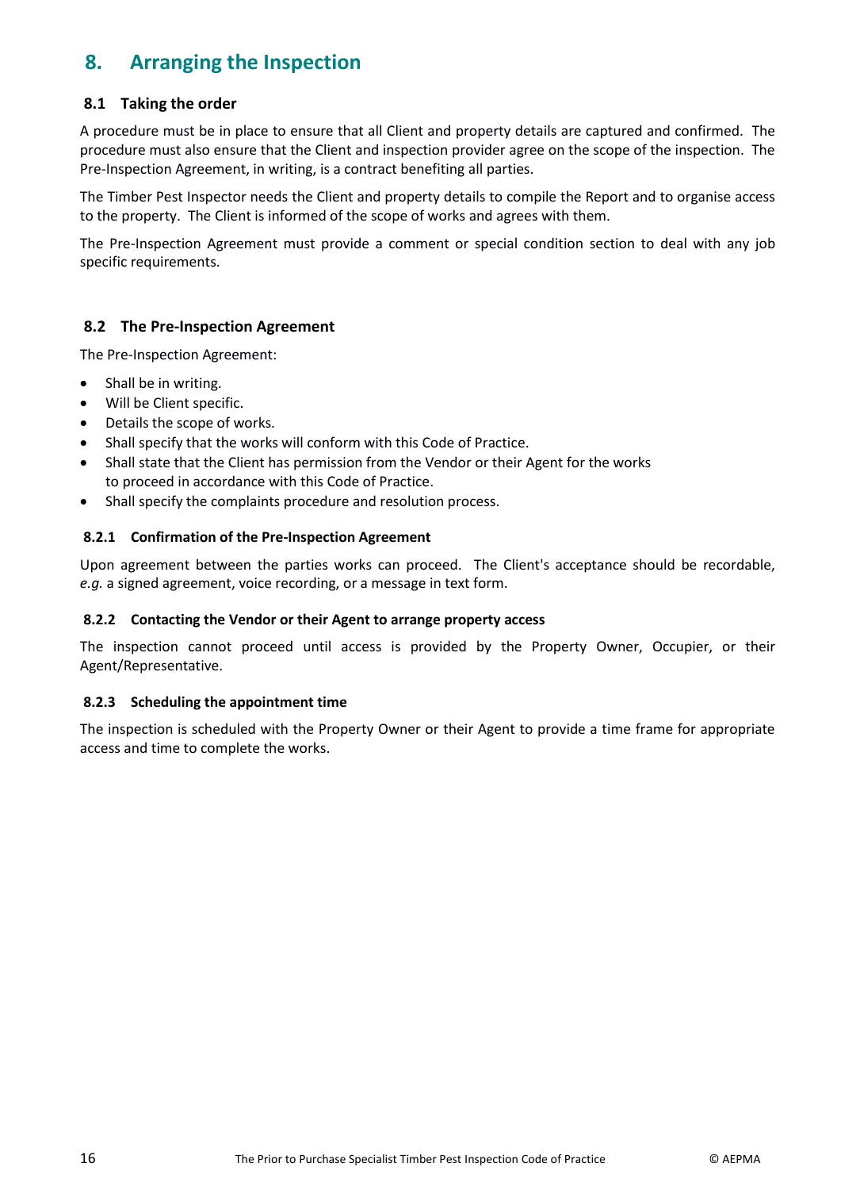# 8. Arranging the Inspection

## 8.1 Taking the order

A procedure must be in place to ensure that all Client and property details are captured and confirmed. The procedure must also ensure that the Client and inspection provider agree on the scope of the inspection. The Pre-Inspection Agreement, in writing, is a contract benefiting all parties.

The Timber Pest Inspector needs the Client and property details to compile the Report and to organise access to the property. The Client is informed of the scope of works and agrees with them.

The Pre-Inspection Agreement must provide a comment or special condition section to deal with any job specific requirements.

## 8.2 The Pre-Inspection Agreement

The Pre-Inspection Agreement:

- Shall be in writing.
- Will be Client specific.
- Details the scope of works.
- Shall specify that the works will conform with this Code of Practice.
- Shall state that the Client has permission from the Vendor or their Agent for the works to proceed in accordance with this Code of Practice.
- Shall specify the complaints procedure and resolution process.

### 8.2.1 Confirmation of the Pre-Inspection Agreement

Upon agreement between the parties works can proceed. The Client's acceptance should be recordable, *e.g.* a signed agreement, voice recording, or a message in text form.

### 8.2.2 Contacting the Vendor or their Agent to arrange property access

The inspection cannot proceed until access is provided by the Property Owner, Occupier, or their Agent/Representative.

### 8.2.3 Scheduling the appointment time

The inspection is scheduled with the Property Owner or their Agent to provide a time frame for appropriate access and time to complete the works.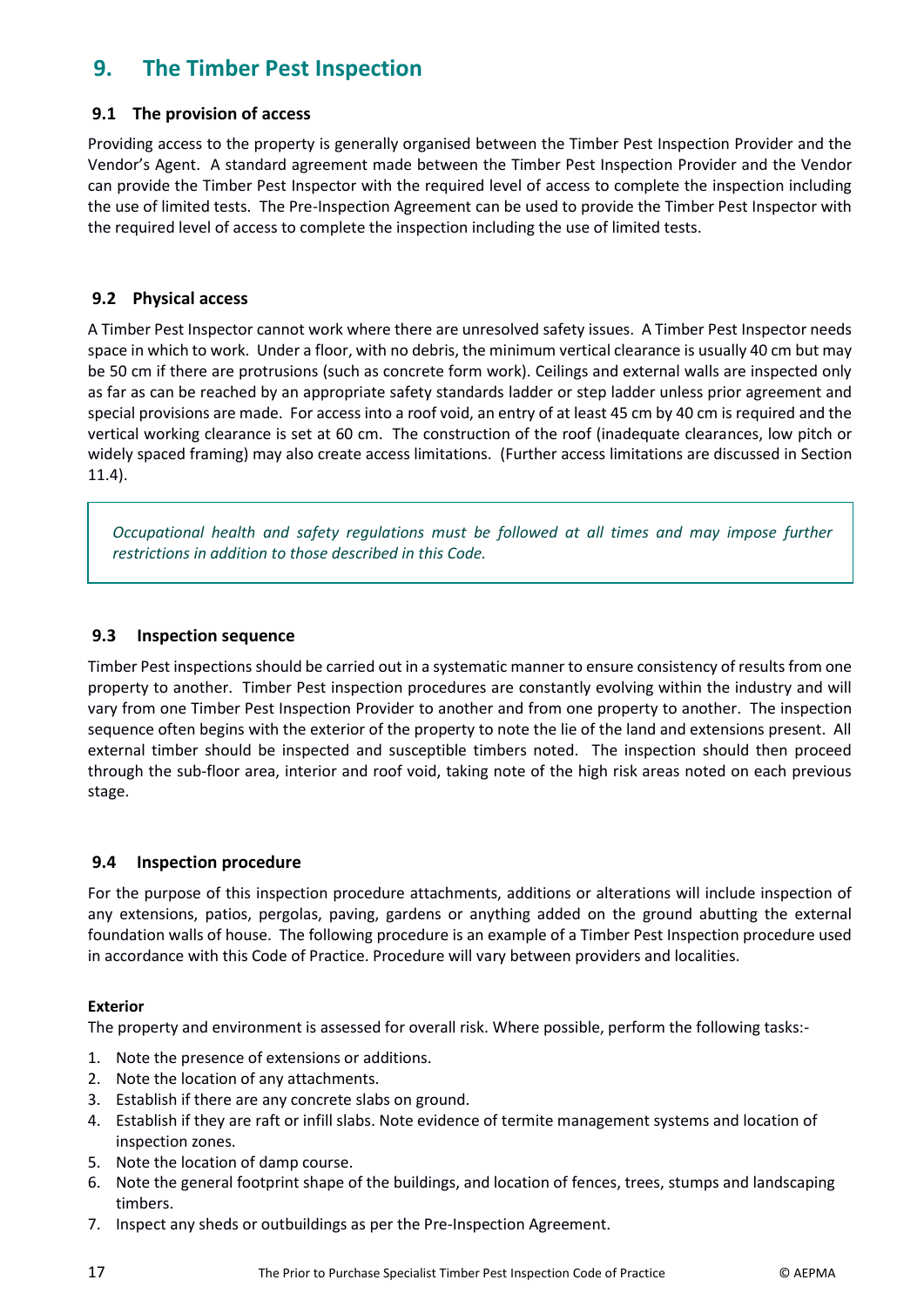# 9. The Timber Pest Inspection

## 9.1 The provision of access

Providing access to the property is generally organised between the Timber Pest Inspection Provider and the Vendor's Agent. A standard agreement made between the Timber Pest Inspection Provider and the Vendor can provide the Timber Pest Inspector with the required level of access to complete the inspection including the use of limited tests. The Pre-Inspection Agreement can be used to provide the Timber Pest Inspector with the required level of access to complete the inspection including the use of limited tests.

## 9.2 Physical access

A Timber Pest Inspector cannot work where there are unresolved safety issues. A Timber Pest Inspector needs space in which to work. Under a floor, with no debris, the minimum vertical clearance is usually 40 cm but may be 50 cm if there are protrusions (such as concrete form work). Ceilings and external walls are inspected only as far as can be reached by an appropriate safety standards ladder or step ladder unless prior agreement and special provisions are made. For access into a roof void, an entry of at least 45 cm by 40 cm is required and the vertical working clearance is set at 60 cm. The construction of the roof (inadequate clearances, low pitch or widely spaced framing) may also create access limitations. (Further access limitations are discussed in Section 11.4).

*Occupational health and safety regulations must be followed at all times and may impose further restrictions in addition to those described in this Code.*

## 9.3 Inspection sequence

Timber Pest inspections should be carried out in a systematic manner to ensure consistency of results from one property to another. Timber Pest inspection procedures are constantly evolving within the industry and will vary from one Timber Pest Inspection Provider to another and from one property to another. The inspection sequence often begins with the exterior of the property to note the lie of the land and extensions present. All external timber should be inspected and susceptible timbers noted. The inspection should then proceed through the sub-floor area, interior and roof void, taking note of the high risk areas noted on each previous stage.

## 9.4 Inspection procedure

For the purpose of this inspection procedure attachments, additions or alterations will include inspection of any extensions, patios, pergolas, paving, gardens or anything added on the ground abutting the external foundation walls of house. The following procedure is an example of a Timber Pest Inspection procedure used in accordance with this Code of Practice. Procedure will vary between providers and localities.

**Exterior**

The property and environment is assessed for overall risk. Where possible, perform the following tasks:-

1. Note the presence of extensions or additions.
2. Note the location of any attachments.
3. Establish if there are any concrete slabs on ground.
4. Establish if they are raft or infill slabs. Note evidence of termite management systems and location of inspection zones.
5. Note the location of damp course.
6. Note the general footprint shape of the buildings, and location of fences, trees, stumps and landscaping timbers.
7. Inspect any sheds or outbuildings as per the Pre-Inspection Agreement.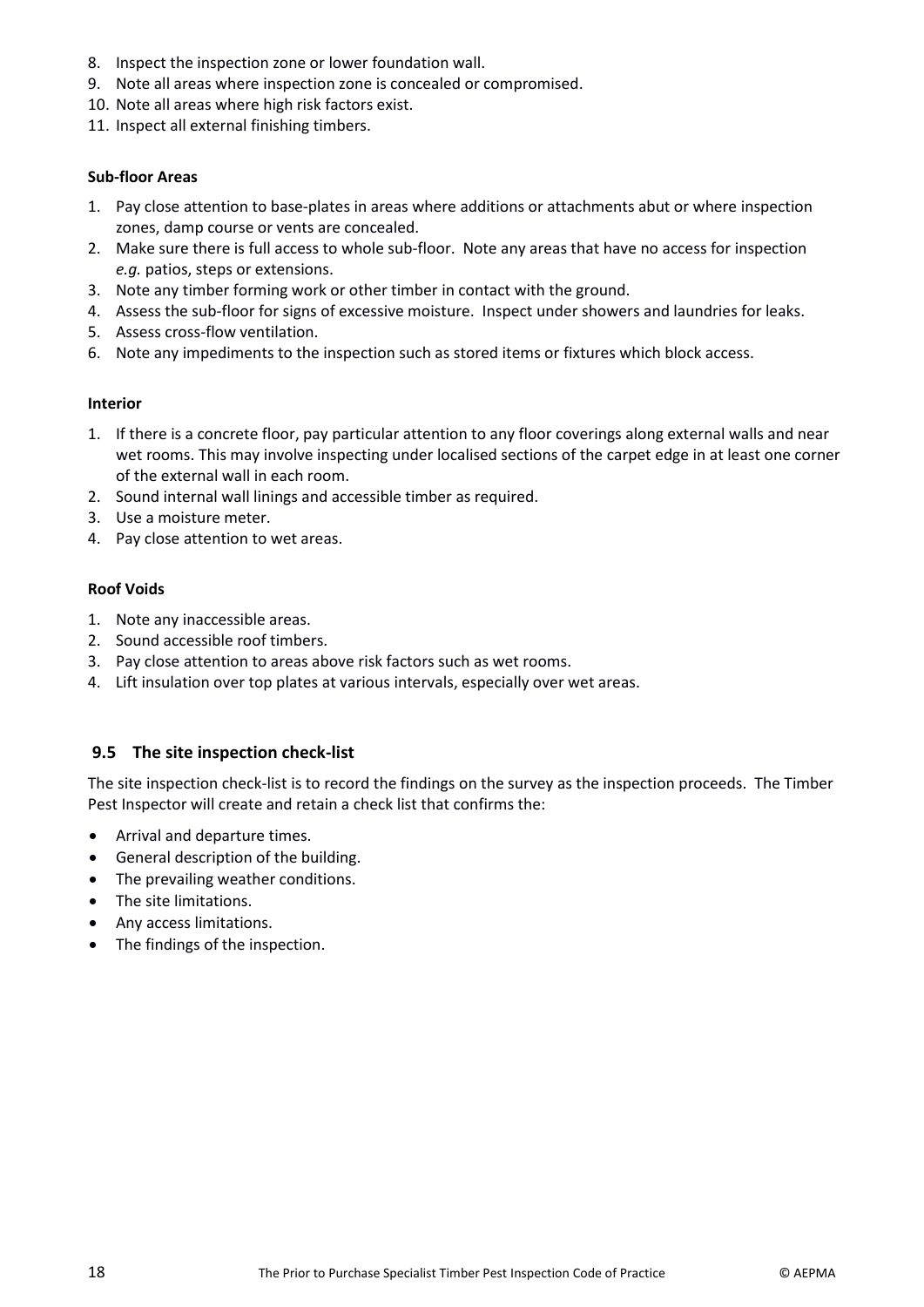8. Inspect the inspection zone or lower foundation wall.
9. Note all areas where inspection zone is concealed or compromised.
10. Note all areas where high risk factors exist.
11. Inspect all external finishing timbers.

**Sub-floor Areas**

1. Pay close attention to base-plates in areas where additions or attachments abut or where inspection zones, damp course or vents are concealed.
2. Make sure there is full access to whole sub-floor. Note any areas that have no access for inspection *e.g.* patios, steps or extensions.
3. Note any timber forming work or other timber in contact with the ground.
4. Assess the sub-floor for signs of excessive moisture. Inspect under showers and laundries for leaks.
5. Assess cross-flow ventilation.
6. Note any impediments to the inspection such as stored items or fixtures which block access.

**Interior**

1. If there is a concrete floor, pay particular attention to any floor coverings along external walls and near wet rooms. This may involve inspecting under localised sections of the carpet edge in at least one corner of the external wall in each room.
2. Sound internal wall linings and accessible timber as required.
3. Use a moisture meter.
4. Pay close attention to wet areas.

**Roof Voids**

1. Note any inaccessible areas.
2. Sound accessible roof timbers.
3. Pay close attention to areas above risk factors such as wet rooms.
4. Lift insulation over top plates at various intervals, especially over wet areas.

### 9.5 The site inspection check-list

The site inspection check-list is to record the findings on the survey as the inspection proceeds. The Timber Pest Inspector will create and retain a check list that confirms the:

- Arrival and departure times.
- General description of the building.
- The prevailing weather conditions.
- The site limitations.
- Any access limitations.
- The findings of the inspection.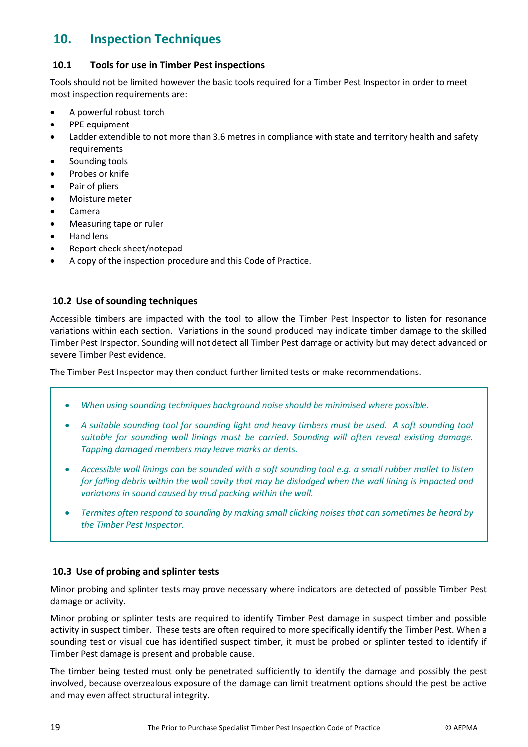## 10. Inspection Techniques

### 10.1 Tools for use in Timber Pest inspections

Tools should not be limited however the basic tools required for a Timber Pest Inspector in order to meet most inspection requirements are:

- A powerful robust torch
- PPE equipment
- Ladder extendible to not more than 3.6 metres in compliance with state and territory health and safety requirements
- Sounding tools
- Probes or knife
- Pair of pliers
- Moisture meter
- Camera
- Measuring tape or ruler
- Hand lens
- Report check sheet/notepad
- A copy of the inspection procedure and this Code of Practice.

### 10.2 Use of sounding techniques

Accessible timbers are impacted with the tool to allow the Timber Pest Inspector to listen for resonance variations within each section. Variations in the sound produced may indicate timber damage to the skilled Timber Pest Inspector. Sounding will not detect all Timber Pest damage or activity but may detect advanced or severe Timber Pest evidence.

The Timber Pest Inspector may then conduct further limited tests or make recommendations.

- *When using sounding techniques background noise should be minimised where possible.*
- *A suitable sounding tool for sounding light and heavy timbers must be used. A soft sounding tool suitable for sounding wall linings must be carried. Sounding will often reveal existing damage. Tapping damaged members may leave marks or dents.*
- *Accessible wall linings can be sounded with a soft sounding tool e.g. a small rubber mallet to listen for falling debris within the wall cavity that may be dislodged when the wall lining is impacted and variations in sound caused by mud packing within the wall.*
- *Termites often respond to sounding by making small clicking noises that can sometimes be heard by the Timber Pest Inspector.*

### 10.3 Use of probing and splinter tests

Minor probing and splinter tests may prove necessary where indicators are detected of possible Timber Pest damage or activity.

Minor probing or splinter tests are required to identify Timber Pest damage in suspect timber and possible activity in suspect timber. These tests are often required to more specifically identify the Timber Pest. When a sounding test or visual cue has identified suspect timber, it must be probed or splinter tested to identify if Timber Pest damage is present and probable cause.

The timber being tested must only be penetrated sufficiently to identify the damage and possibly the pest involved, because overzealous exposure of the damage can limit treatment options should the pest be active and may even affect structural integrity.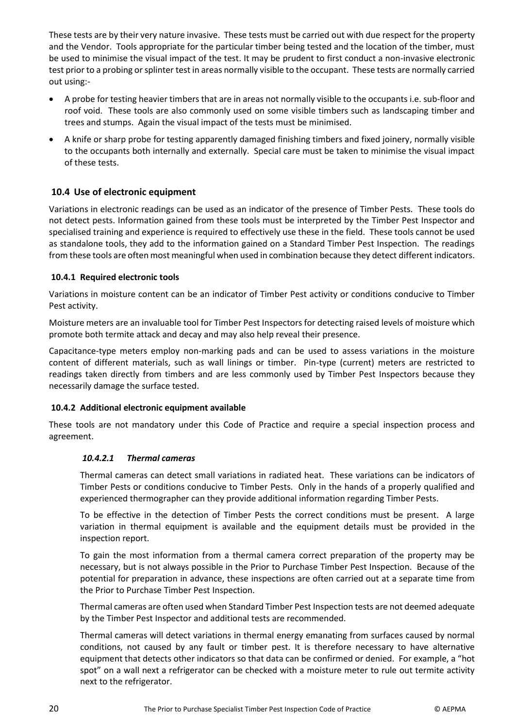These tests are by their very nature invasive. These tests must be carried out with due respect for the property and the Vendor. Tools appropriate for the particular timber being tested and the location of the timber, must be used to minimise the visual impact of the test. It may be prudent to first conduct a non-invasive electronic test prior to a probing or splinter test in areas normally visible to the occupant. These tests are normally carried out using:-

- A probe for testing heavier timbers that are in areas not normally visible to the occupants i.e. sub-floor and roof void. These tools are also commonly used on some visible timbers such as landscaping timber and trees and stumps. Again the visual impact of the tests must be minimised.
- A knife or sharp probe for testing apparently damaged finishing timbers and fixed joinery, normally visible to the occupants both internally and externally. Special care must be taken to minimise the visual impact of these tests.

## 10.4 Use of electronic equipment

Variations in electronic readings can be used as an indicator of the presence of Timber Pests. These tools do not detect pests. Information gained from these tools must be interpreted by the Timber Pest Inspector and specialised training and experience is required to effectively use these in the field. These tools cannot be used as standalone tools, they add to the information gained on a Standard Timber Pest Inspection. The readings from these tools are often most meaningful when used in combination because they detect different indicators.

### 10.4.1 Required electronic tools

Variations in moisture content can be an indicator of Timber Pest activity or conditions conducive to Timber Pest activity.

Moisture meters are an invaluable tool for Timber Pest Inspectors for detecting raised levels of moisture which promote both termite attack and decay and may also help reveal their presence.

Capacitance-type meters employ non-marking pads and can be used to assess variations in the moisture content of different materials, such as wall linings or timber. Pin-type (current) meters are restricted to readings taken directly from timbers and are less commonly used by Timber Pest Inspectors because they necessarily damage the surface tested.

### 10.4.2 Additional electronic equipment available

These tools are not mandatory under this Code of Practice and require a special inspection process and agreement.

#### *10.4.2.1 Thermal cameras*

Thermal cameras can detect small variations in radiated heat. These variations can be indicators of Timber Pests or conditions conducive to Timber Pests. Only in the hands of a properly qualified and experienced thermographer can they provide additional information regarding Timber Pests.

To be effective in the detection of Timber Pests the correct conditions must be present. A large variation in thermal equipment is available and the equipment details must be provided in the inspection report.

To gain the most information from a thermal camera correct preparation of the property may be necessary, but is not always possible in the Prior to Purchase Timber Pest Inspection. Because of the potential for preparation in advance, these inspections are often carried out at a separate time from the Prior to Purchase Timber Pest Inspection.

Thermal cameras are often used when Standard Timber Pest Inspection tests are not deemed adequate by the Timber Pest Inspector and additional tests are recommended.

Thermal cameras will detect variations in thermal energy emanating from surfaces caused by normal conditions, not caused by any fault or timber pest. It is therefore necessary to have alternative equipment that detects other indicators so that data can be confirmed or denied. For example, a "hot spot" on a wall next a refrigerator can be checked with a moisture meter to rule out termite activity next to the refrigerator.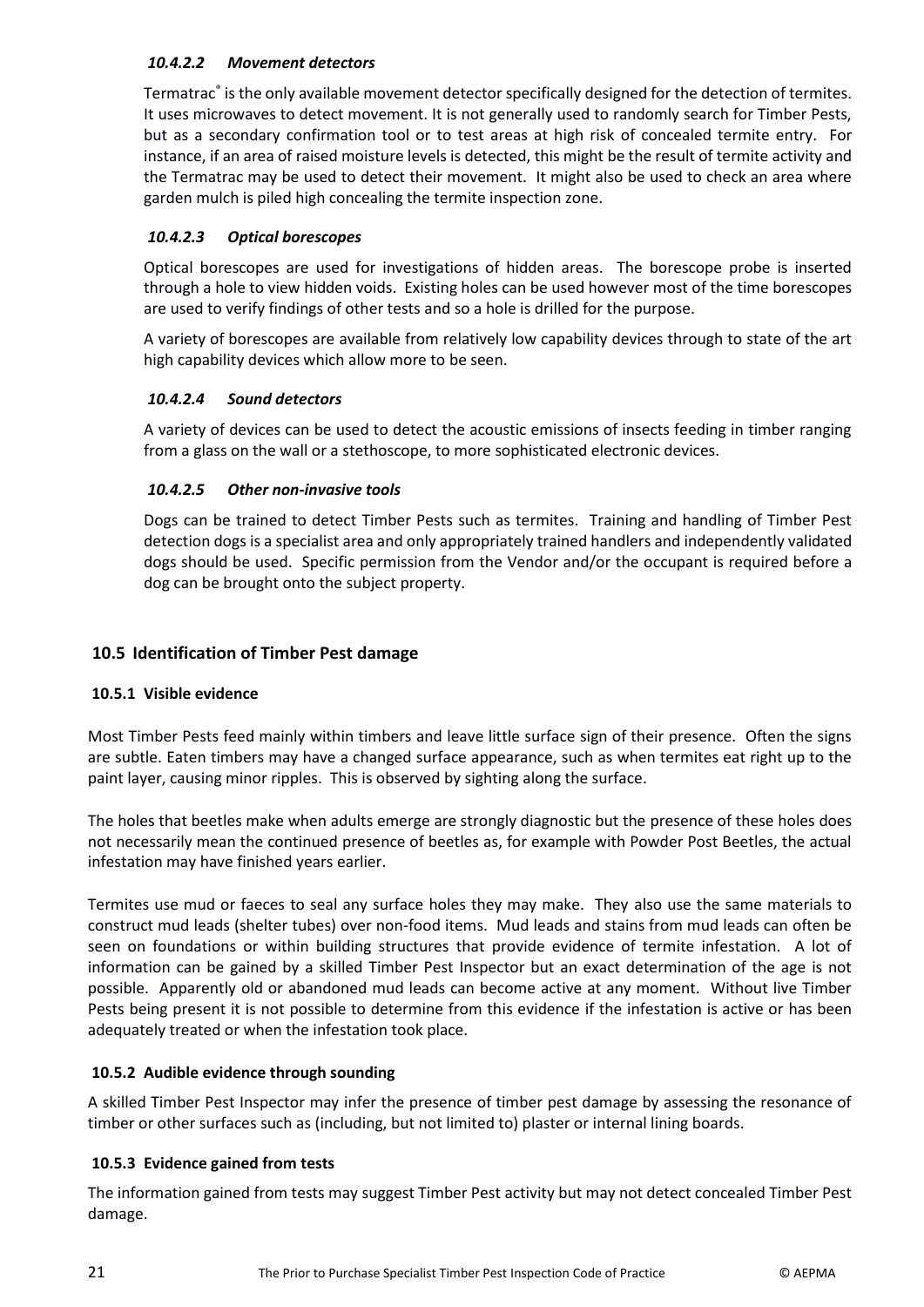#### *10.4.2.2 Movement detectors*

Termatrac® is the only available movement detector specifically designed for the detection of termites. It uses microwaves to detect movement. It is not generally used to randomly search for Timber Pests, but as a secondary confirmation tool or to test areas at high risk of concealed termite entry. For instance, if an area of raised moisture levels is detected, this might be the result of termite activity and the Termatrac may be used to detect their movement. It might also be used to check an area where garden mulch is piled high concealing the termite inspection zone.

#### *10.4.2.3 Optical borescopes*

Optical borescopes are used for investigations of hidden areas. The borescope probe is inserted through a hole to view hidden voids. Existing holes can be used however most of the time borescopes are used to verify findings of other tests and so a hole is drilled for the purpose.

A variety of borescopes are available from relatively low capability devices through to state of the art high capability devices which allow more to be seen.

#### *10.4.2.4 Sound detectors*

A variety of devices can be used to detect the acoustic emissions of insects feeding in timber ranging from a glass on the wall or a stethoscope, to more sophisticated electronic devices.

#### *10.4.2.5 Other non-invasive tools*

Dogs can be trained to detect Timber Pests such as termites. Training and handling of Timber Pest detection dogs is a specialist area and only appropriately trained handlers and independently validated dogs should be used. Specific permission from the Vendor and/or the occupant is required before a dog can be brought onto the subject property.

## 10.5 Identification of Timber Pest damage

### 10.5.1 Visible evidence

Most Timber Pests feed mainly within timbers and leave little surface sign of their presence. Often the signs are subtle. Eaten timbers may have a changed surface appearance, such as when termites eat right up to the paint layer, causing minor ripples. This is observed by sighting along the surface.

The holes that beetles make when adults emerge are strongly diagnostic but the presence of these holes does not necessarily mean the continued presence of beetles as, for example with Powder Post Beetles, the actual infestation may have finished years earlier.

Termites use mud or faeces to seal any surface holes they may make. They also use the same materials to construct mud leads (shelter tubes) over non-food items. Mud leads and stains from mud leads can often be seen on foundations or within building structures that provide evidence of termite infestation. A lot of information can be gained by a skilled Timber Pest Inspector but an exact determination of the age is not possible. Apparently old or abandoned mud leads can become active at any moment. Without live Timber Pests being present it is not possible to determine from this evidence if the infestation is active or has been adequately treated or when the infestation took place.

### 10.5.2 Audible evidence through sounding

A skilled Timber Pest Inspector may infer the presence of timber pest damage by assessing the resonance of timber or other surfaces such as (including, but not limited to) plaster or internal lining boards.

### 10.5.3 Evidence gained from tests

The information gained from tests may suggest Timber Pest activity but may not detect concealed Timber Pest damage.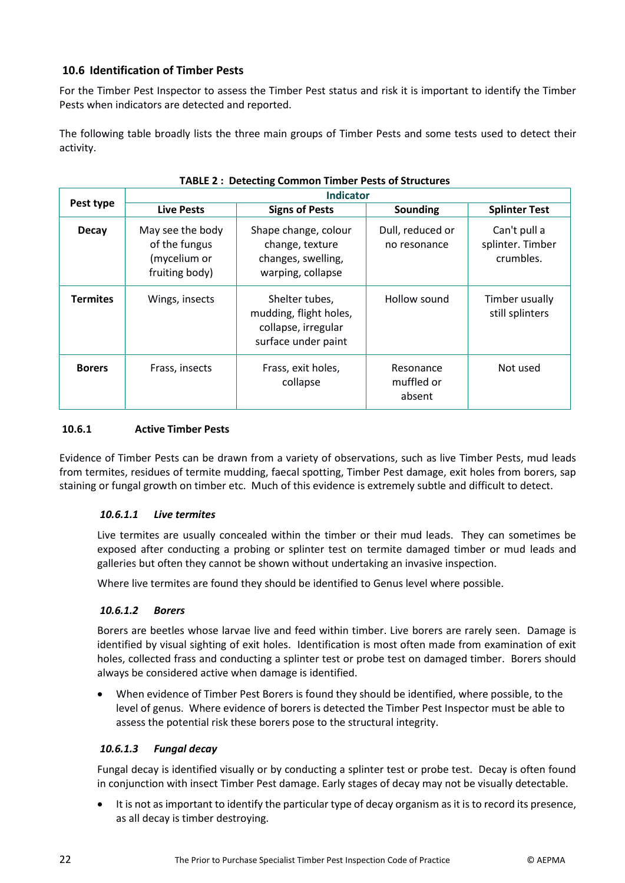## 10.6 Identification of Timber Pests

For the Timber Pest Inspector to assess the Timber Pest status and risk it is important to identify the Timber Pests when indicators are detected and reported.

The following table broadly lists the three main groups of Timber Pests and some tests used to detect their activity.

**TABLE 2 : Detecting Common Timber Pests of Structures**

| Pest type | Indicator | | | |
|---|---|---|---|---|
| | **Live Pests** | **Signs of Pests** | **Sounding** | **Splinter Test** |
| **Decay** | May see the body of the fungus (mycelium or fruiting body) | Shape change, colour change, texture changes, swelling, warping, collapse | Dull, reduced or no resonance | Can't pull a splinter. Timber crumbles. |
| **Termites** | Wings, insects | Shelter tubes, mudding, flight holes, collapse, irregular surface under paint | Hollow sound | Timber usually still splinters |
| **Borers** | Frass, insects | Frass, exit holes, collapse | Resonance muffled or absent | Not used |

### 10.6.1 Active Timber Pests

Evidence of Timber Pests can be drawn from a variety of observations, such as live Timber Pests, mud leads from termites, residues of termite mudding, faecal spotting, Timber Pest damage, exit holes from borers, sap staining or fungal growth on timber etc. Much of this evidence is extremely subtle and difficult to detect.

#### *10.6.1.1 Live termites*

Live termites are usually concealed within the timber or their mud leads. They can sometimes be exposed after conducting a probing or splinter test on termite damaged timber or mud leads and galleries but often they cannot be shown without undertaking an invasive inspection.

Where live termites are found they should be identified to Genus level where possible.

#### *10.6.1.2 Borers*

Borers are beetles whose larvae live and feed within timber. Live borers are rarely seen. Damage is identified by visual sighting of exit holes. Identification is most often made from examination of exit holes, collected frass and conducting a splinter test or probe test on damaged timber. Borers should always be considered active when damage is identified.

- When evidence of Timber Pest Borers is found they should be identified, where possible, to the level of genus. Where evidence of borers is detected the Timber Pest Inspector must be able to assess the potential risk these borers pose to the structural integrity.

#### *10.6.1.3 Fungal decay*

Fungal decay is identified visually or by conducting a splinter test or probe test. Decay is often found in conjunction with insect Timber Pest damage. Early stages of decay may not be visually detectable.

- It is not as important to identify the particular type of decay organism as it is to record its presence, as all decay is timber destroying.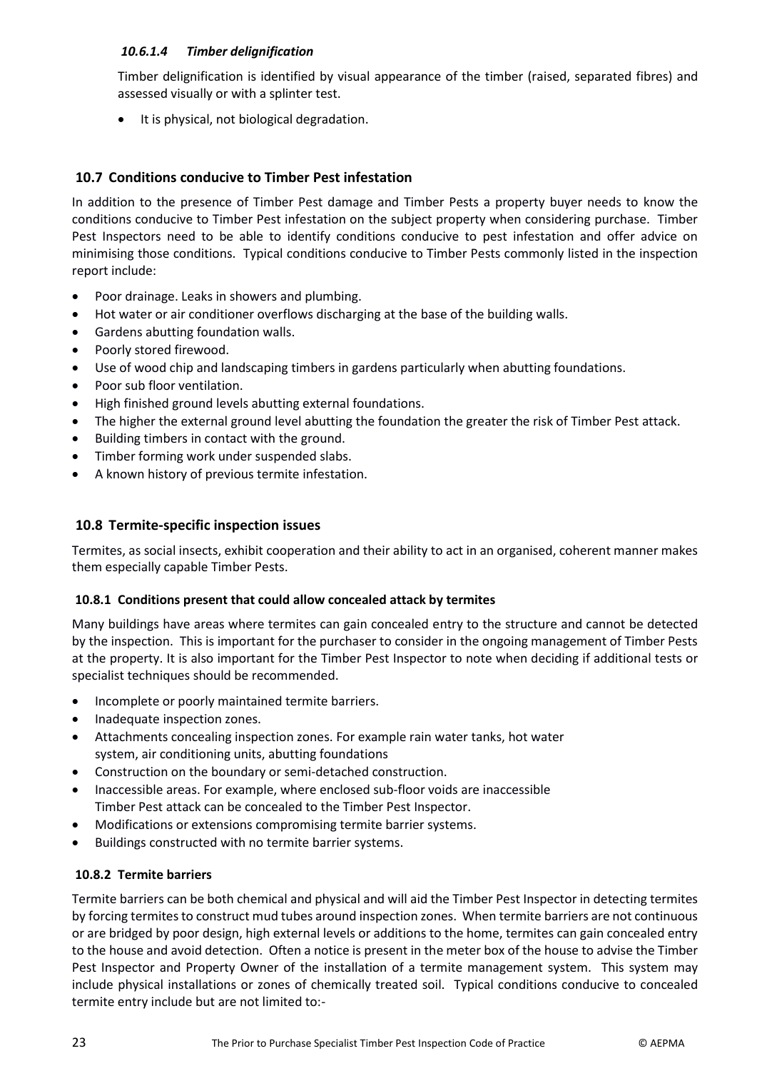#### *10.6.1.4 Timber delignification*

Timber delignification is identified by visual appearance of the timber (raised, separated fibres) and assessed visually or with a splinter test.

- It is physical, not biological degradation.

## 10.7 Conditions conducive to Timber Pest infestation

In addition to the presence of Timber Pest damage and Timber Pests a property buyer needs to know the conditions conducive to Timber Pest infestation on the subject property when considering purchase. Timber Pest Inspectors need to be able to identify conditions conducive to pest infestation and offer advice on minimising those conditions. Typical conditions conducive to Timber Pests commonly listed in the inspection report include:

- Poor drainage. Leaks in showers and plumbing.
- Hot water or air conditioner overflows discharging at the base of the building walls.
- Gardens abutting foundation walls.
- Poorly stored firewood.
- Use of wood chip and landscaping timbers in gardens particularly when abutting foundations.
- Poor sub floor ventilation.
- High finished ground levels abutting external foundations.
- The higher the external ground level abutting the foundation the greater the risk of Timber Pest attack.
- Building timbers in contact with the ground.
- Timber forming work under suspended slabs.
- A known history of previous termite infestation.

## 10.8 Termite-specific inspection issues

Termites, as social insects, exhibit cooperation and their ability to act in an organised, coherent manner makes them especially capable Timber Pests.

### 10.8.1 Conditions present that could allow concealed attack by termites

Many buildings have areas where termites can gain concealed entry to the structure and cannot be detected by the inspection. This is important for the purchaser to consider in the ongoing management of Timber Pests at the property. It is also important for the Timber Pest Inspector to note when deciding if additional tests or specialist techniques should be recommended.

- Incomplete or poorly maintained termite barriers.
- Inadequate inspection zones.
- Attachments concealing inspection zones. For example rain water tanks, hot water system, air conditioning units, abutting foundations
- Construction on the boundary or semi-detached construction.
- Inaccessible areas. For example, where enclosed sub-floor voids are inaccessible Timber Pest attack can be concealed to the Timber Pest Inspector.
- Modifications or extensions compromising termite barrier systems.
- Buildings constructed with no termite barrier systems.

### 10.8.2 Termite barriers

Termite barriers can be both chemical and physical and will aid the Timber Pest Inspector in detecting termites by forcing termites to construct mud tubes around inspection zones. When termite barriers are not continuous or are bridged by poor design, high external levels or additions to the home, termites can gain concealed entry to the house and avoid detection. Often a notice is present in the meter box of the house to advise the Timber Pest Inspector and Property Owner of the installation of a termite management system. This system may include physical installations or zones of chemically treated soil. Typical conditions conducive to concealed termite entry include but are not limited to:-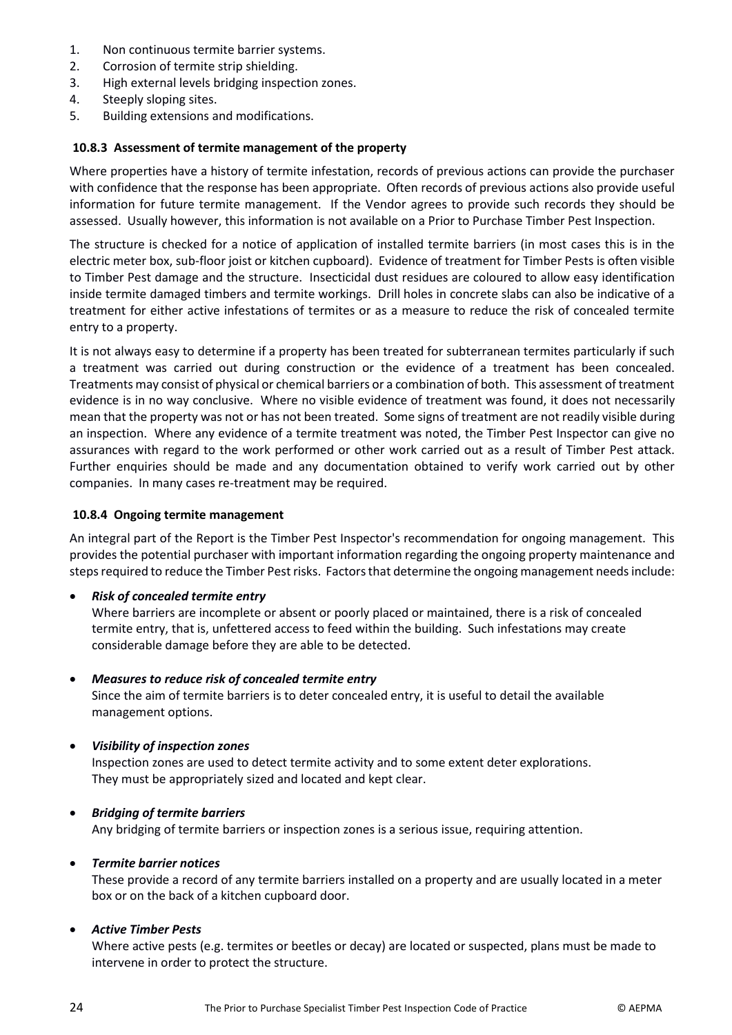1. Non continuous termite barrier systems.
2. Corrosion of termite strip shielding.
3. High external levels bridging inspection zones.
4. Steeply sloping sites.
5. Building extensions and modifications.

### 10.8.3 Assessment of termite management of the property

Where properties have a history of termite infestation, records of previous actions can provide the purchaser with confidence that the response has been appropriate. Often records of previous actions also provide useful information for future termite management. If the Vendor agrees to provide such records they should be assessed. Usually however, this information is not available on a Prior to Purchase Timber Pest Inspection.

The structure is checked for a notice of application of installed termite barriers (in most cases this is in the electric meter box, sub-floor joist or kitchen cupboard). Evidence of treatment for Timber Pests is often visible to Timber Pest damage and the structure. Insecticidal dust residues are coloured to allow easy identification inside termite damaged timbers and termite workings. Drill holes in concrete slabs can also be indicative of a treatment for either active infestations of termites or as a measure to reduce the risk of concealed termite entry to a property.

It is not always easy to determine if a property has been treated for subterranean termites particularly if such a treatment was carried out during construction or the evidence of a treatment has been concealed. Treatments may consist of physical or chemical barriers or a combination of both. This assessment of treatment evidence is in no way conclusive. Where no visible evidence of treatment was found, it does not necessarily mean that the property was not or has not been treated. Some signs of treatment are not readily visible during an inspection. Where any evidence of a termite treatment was noted, the Timber Pest Inspector can give no assurances with regard to the work performed or other work carried out as a result of Timber Pest attack. Further enquiries should be made and any documentation obtained to verify work carried out by other companies. In many cases re-treatment may be required.

### 10.8.4 Ongoing termite management

An integral part of the Report is the Timber Pest Inspector's recommendation for ongoing management. This provides the potential purchaser with important information regarding the ongoing property maintenance and steps required to reduce the Timber Pest risks. Factors that determine the ongoing management needs include:

- ***Risk of concealed termite entry***
  Where barriers are incomplete or absent or poorly placed or maintained, there is a risk of concealed termite entry, that is, unfettered access to feed within the building. Such infestations may create considerable damage before they are able to be detected.

- ***Measures to reduce risk of concealed termite entry***
  Since the aim of termite barriers is to deter concealed entry, it is useful to detail the available management options.

- ***Visibility of inspection zones***
  Inspection zones are used to detect termite activity and to some extent deter explorations. They must be appropriately sized and located and kept clear.

- ***Bridging of termite barriers***
  Any bridging of termite barriers or inspection zones is a serious issue, requiring attention.

- ***Termite barrier notices***
  These provide a record of any termite barriers installed on a property and are usually located in a meter box or on the back of a kitchen cupboard door.

- ***Active Timber Pests***
  Where active pests (e.g. termites or beetles or decay) are located or suspected, plans must be made to intervene in order to protect the structure.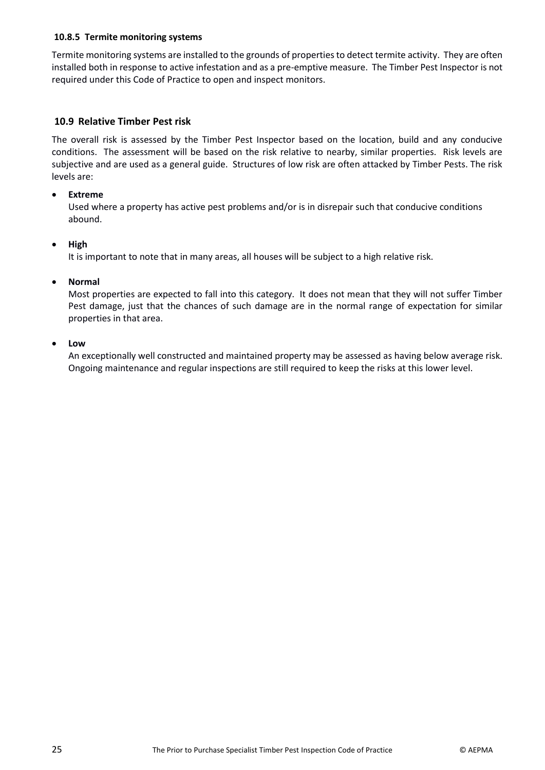#### 10.8.5 Termite monitoring systems

Termite monitoring systems are installed to the grounds of properties to detect termite activity. They are often installed both in response to active infestation and as a pre-emptive measure. The Timber Pest Inspector is not required under this Code of Practice to open and inspect monitors.

### 10.9 Relative Timber Pest risk

The overall risk is assessed by the Timber Pest Inspector based on the location, build and any conducive conditions. The assessment will be based on the risk relative to nearby, similar properties. Risk levels are subjective and are used as a general guide. Structures of low risk are often attacked by Timber Pests. The risk levels are:

- **Extreme**
  Used where a property has active pest problems and/or is in disrepair such that conducive conditions abound.

- **High**
  It is important to note that in many areas, all houses will be subject to a high relative risk.

- **Normal**
  Most properties are expected to fall into this category. It does not mean that they will not suffer Timber Pest damage, just that the chances of such damage are in the normal range of expectation for similar properties in that area.

- **Low**
  An exceptionally well constructed and maintained property may be assessed as having below average risk. Ongoing maintenance and regular inspections are still required to keep the risks at this lower level.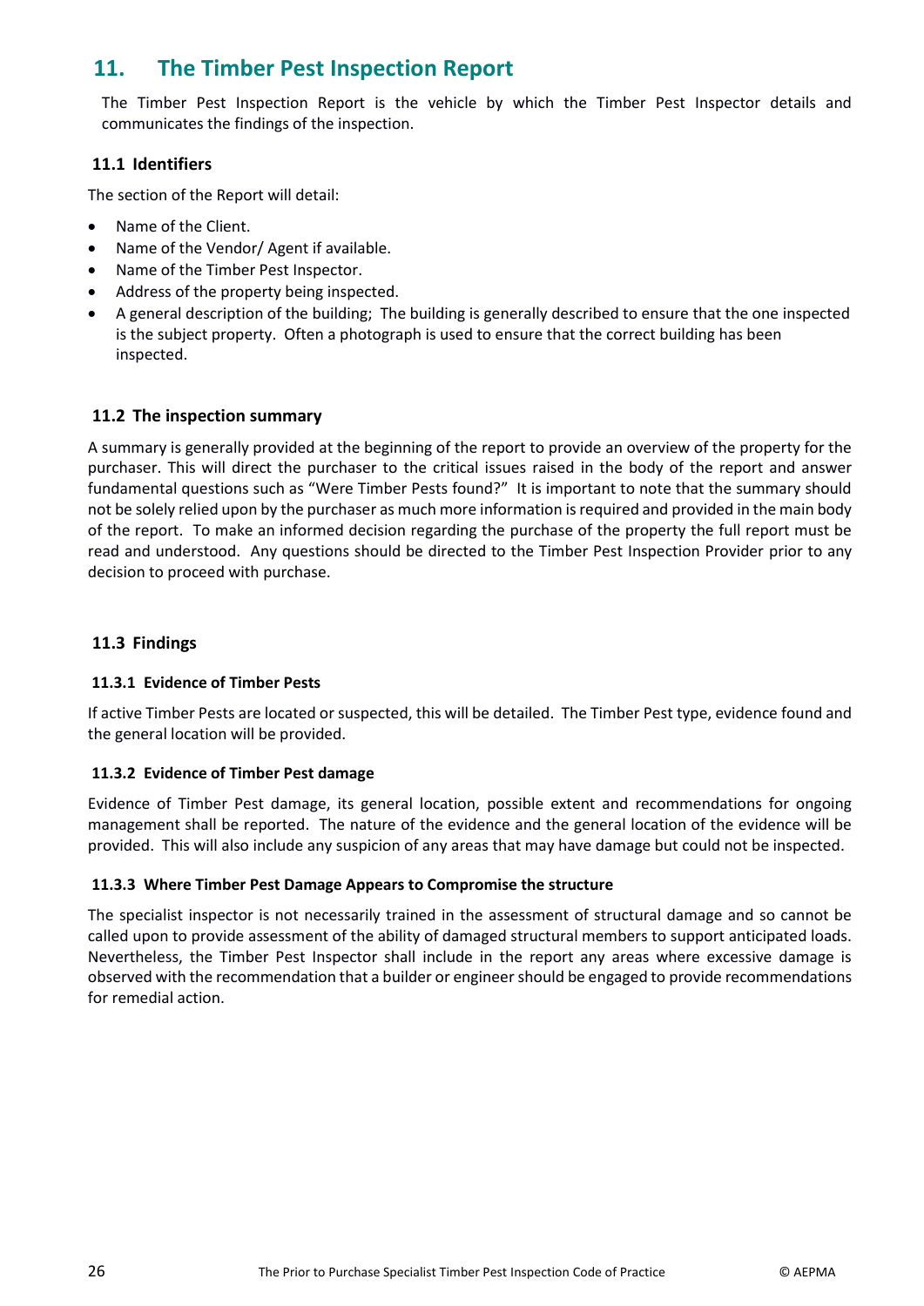# 11. The Timber Pest Inspection Report

The Timber Pest Inspection Report is the vehicle by which the Timber Pest Inspector details and communicates the findings of the inspection.

## 11.1 Identifiers

The section of the Report will detail:

- Name of the Client.
- Name of the Vendor/ Agent if available.
- Name of the Timber Pest Inspector.
- Address of the property being inspected.
- A general description of the building; The building is generally described to ensure that the one inspected is the subject property. Often a photograph is used to ensure that the correct building has been inspected.

## 11.2 The inspection summary

A summary is generally provided at the beginning of the report to provide an overview of the property for the purchaser. This will direct the purchaser to the critical issues raised in the body of the report and answer fundamental questions such as "Were Timber Pests found?" It is important to note that the summary should not be solely relied upon by the purchaser as much more information is required and provided in the main body of the report. To make an informed decision regarding the purchase of the property the full report must be read and understood. Any questions should be directed to the Timber Pest Inspection Provider prior to any decision to proceed with purchase.

## 11.3 Findings

### 11.3.1 Evidence of Timber Pests

If active Timber Pests are located or suspected, this will be detailed. The Timber Pest type, evidence found and the general location will be provided.

### 11.3.2 Evidence of Timber Pest damage

Evidence of Timber Pest damage, its general location, possible extent and recommendations for ongoing management shall be reported. The nature of the evidence and the general location of the evidence will be provided. This will also include any suspicion of any areas that may have damage but could not be inspected.

### 11.3.3 Where Timber Pest Damage Appears to Compromise the structure

The specialist inspector is not necessarily trained in the assessment of structural damage and so cannot be called upon to provide assessment of the ability of damaged structural members to support anticipated loads. Nevertheless, the Timber Pest Inspector shall include in the report any areas where excessive damage is observed with the recommendation that a builder or engineer should be engaged to provide recommendations for remedial action.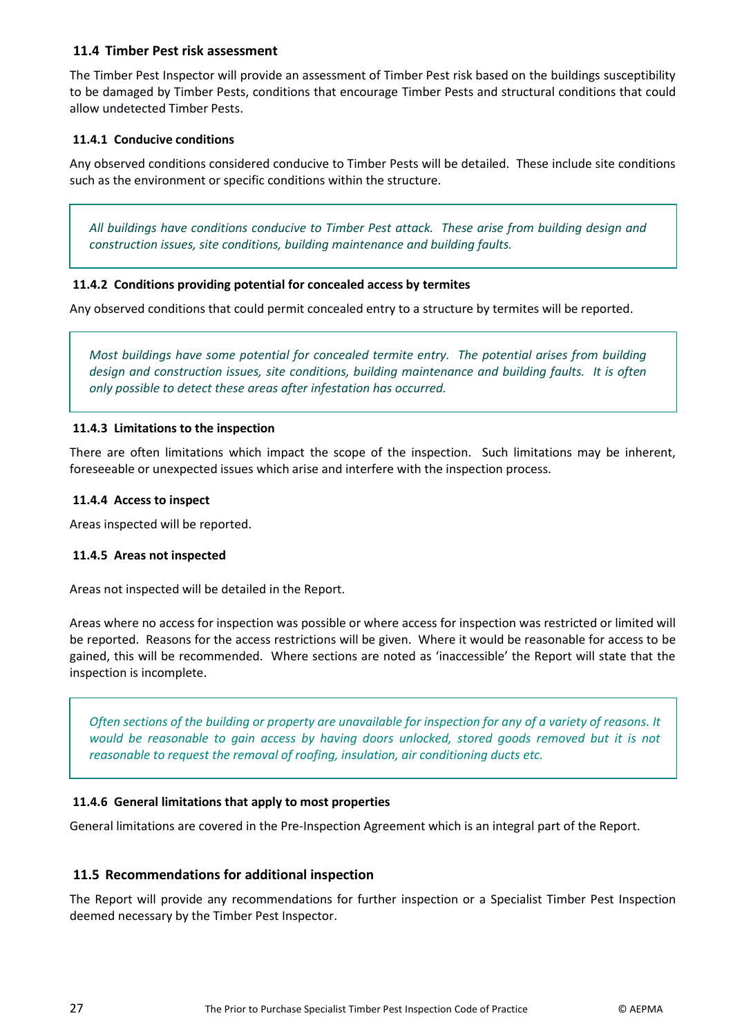## 11.4 Timber Pest risk assessment

The Timber Pest Inspector will provide an assessment of Timber Pest risk based on the buildings susceptibility to be damaged by Timber Pests, conditions that encourage Timber Pests and structural conditions that could allow undetected Timber Pests.

### 11.4.1 Conducive conditions

Any observed conditions considered conducive to Timber Pests will be detailed. These include site conditions such as the environment or specific conditions within the structure.

> *All buildings have conditions conducive to Timber Pest attack. These arise from building design and construction issues, site conditions, building maintenance and building faults.*

### 11.4.2 Conditions providing potential for concealed access by termites

Any observed conditions that could permit concealed entry to a structure by termites will be reported.

> *Most buildings have some potential for concealed termite entry. The potential arises from building design and construction issues, site conditions, building maintenance and building faults. It is often only possible to detect these areas after infestation has occurred.*

### 11.4.3 Limitations to the inspection

There are often limitations which impact the scope of the inspection. Such limitations may be inherent, foreseeable or unexpected issues which arise and interfere with the inspection process.

### 11.4.4 Access to inspect

Areas inspected will be reported.

### 11.4.5 Areas not inspected

Areas not inspected will be detailed in the Report.

Areas where no access for inspection was possible or where access for inspection was restricted or limited will be reported. Reasons for the access restrictions will be given. Where it would be reasonable for access to be gained, this will be recommended. Where sections are noted as 'inaccessible' the Report will state that the inspection is incomplete.

> *Often sections of the building or property are unavailable for inspection for any of a variety of reasons. It would be reasonable to gain access by having doors unlocked, stored goods removed but it is not reasonable to request the removal of roofing, insulation, air conditioning ducts etc.*

### 11.4.6 General limitations that apply to most properties

General limitations are covered in the Pre-Inspection Agreement which is an integral part of the Report.

## 11.5 Recommendations for additional inspection

The Report will provide any recommendations for further inspection or a Specialist Timber Pest Inspection deemed necessary by the Timber Pest Inspector.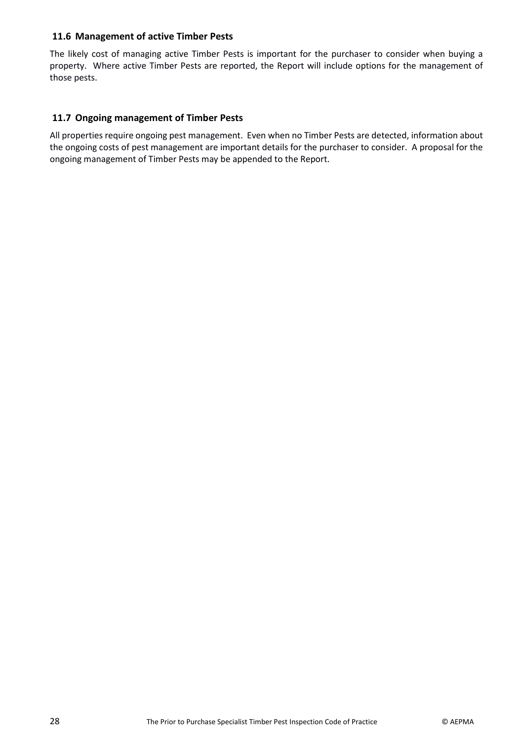### 11.6 Management of active Timber Pests

The likely cost of managing active Timber Pests is important for the purchaser to consider when buying a property. Where active Timber Pests are reported, the Report will include options for the management of those pests.

### 11.7 Ongoing management of Timber Pests

All properties require ongoing pest management. Even when no Timber Pests are detected, information about the ongoing costs of pest management are important details for the purchaser to consider. A proposal for the ongoing management of Timber Pests may be appended to the Report.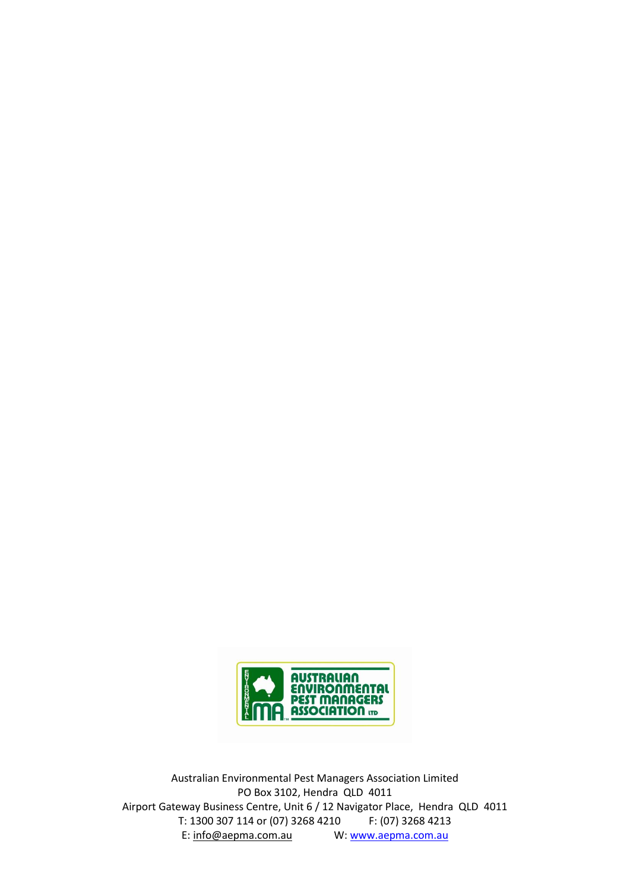Australian Environmental Pest Managers Association Limited
PO Box 3102, Hendra QLD 4011
Airport Gateway Business Centre, Unit 6 / 12 Navigator Place, Hendra QLD 4011
T: 1300 307 114 or (07) 3268 4210 F: (07) 3268 4213
E: info@aepma.com.au W: www.aepma.com.au